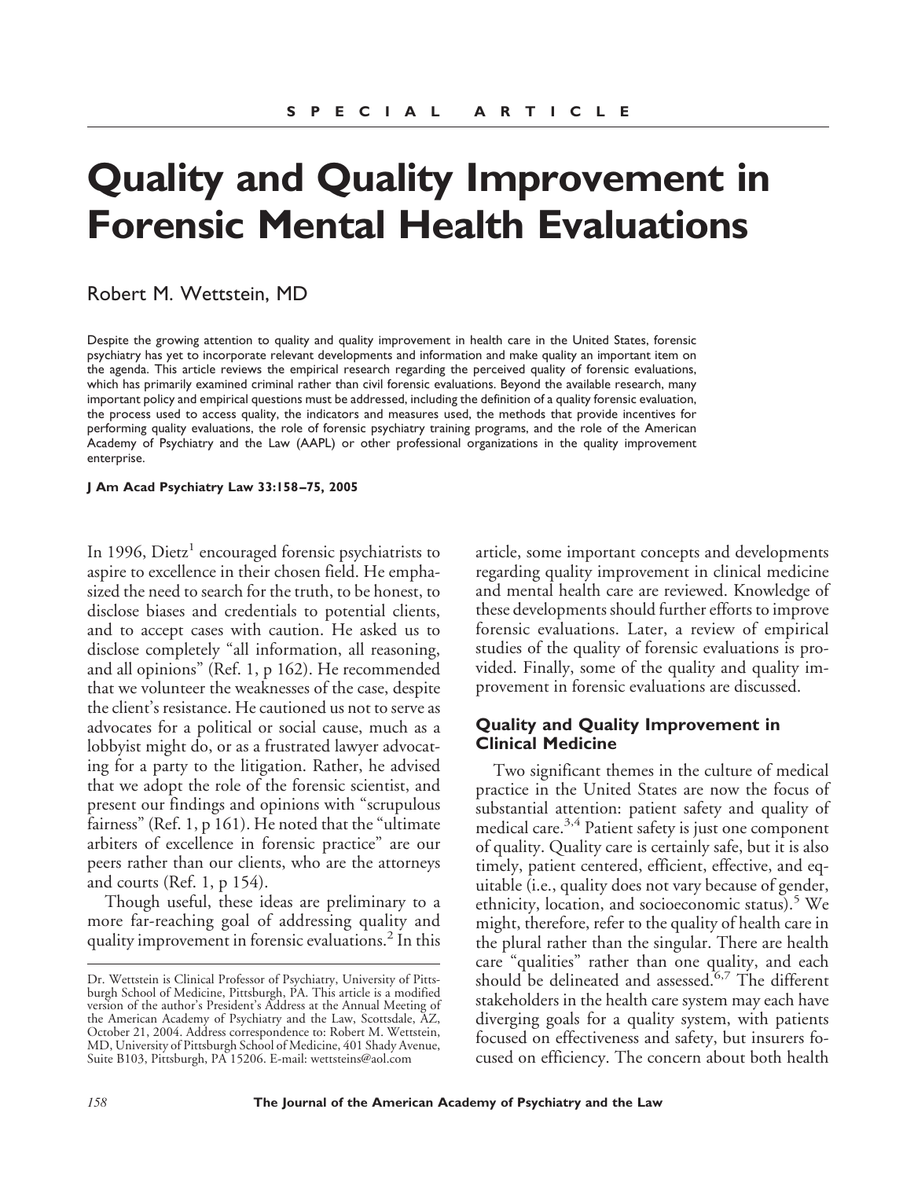SPECIAL ARTICLE

# Quality and Quality Improvement in Forensic Mental Health Evaluations

Robert M. Wettstein, MD

Despite the growing attention to quality and quality improvement in health care in the United States, forensic psychiatry has yet to incorporate relevant developments and information and make quality an important item on the agenda. This article reviews the empirical research regarding the perceived quality of forensic evaluations, which has primarily examined criminal rather than civil forensic evaluations. Beyond the available research, many important policy and empirical questions must be addressed, including the definition of a quality forensic evaluation, the process used to access quality, the indicators and measures used, the methods that provide incentives for performing quality evaluations, the role of forensic psychiatry training programs, and the role of the American Academy of Psychiatry and the Law (AAPL) or other professional organizations in the quality improvement enterprise.

**J Am Acad Psychiatry Law 33:158–75, 2005**

In 1996, Dietz[1] encouraged forensic psychiatrists to aspire to excellence in their chosen field. He emphasized the need to search for the truth, to be honest, to disclose biases and credentials to potential clients, and to accept cases with caution. He asked us to disclose completely "all information, all reasoning, and all opinions" (Ref. 1, p 162). He recommended that we volunteer the weaknesses of the case, despite the client's resistance. He cautioned us not to serve as advocates for a political or social cause, much as a lobbyist might do, or as a frustrated lawyer advocating for a party to the litigation. Rather, he advised that we adopt the role of the forensic scientist, and present our findings and opinions with "scrupulous fairness" (Ref. 1, p 161). He noted that the "ultimate arbiters of excellence in forensic practice" are our peers rather than our clients, who are the attorneys and courts (Ref. 1, p 154).

Though useful, these ideas are preliminary to a more far-reaching goal of addressing quality and quality improvement in forensic evaluations.[2] In this article, some important concepts and developments regarding quality improvement in clinical medicine and mental health care are reviewed. Knowledge of these developments should further efforts to improve forensic evaluations. Later, a review of empirical studies of the quality of forensic evaluations is provided. Finally, some of the quality and quality improvement in forensic evaluations are discussed.

## Quality and Quality Improvement in Clinical Medicine

Two significant themes in the culture of medical practice in the United States are now the focus of substantial attention: patient safety and quality of medical care.[3,4] Patient safety is just one component of quality. Quality care is certainly safe, but it is also timely, patient centered, efficient, effective, and equitable (i.e., quality does not vary because of gender, ethnicity, location, and socioeconomic status).[5] We might, therefore, refer to the quality of health care in the plural rather than the singular. There are health care "qualities" rather than one quality, and each should be delineated and assessed.[6,7] The different stakeholders in the health care system may each have diverging goals for a quality system, with patients focused on effectiveness and safety, but insurers focused on efficiency. The concern about both health

Dr. Wettstein is Clinical Professor of Psychiatry, University of Pittsburgh School of Medicine, Pittsburgh, PA. This article is a modified version of the author's President's Address at the Annual Meeting of the American Academy of Psychiatry and the Law, Scottsdale, AZ, October 21, 2004. Address correspondence to: Robert M. Wettstein, MD, University of Pittsburgh School of Medicine, 401 Shady Avenue, Suite B103, Pittsburgh, PA 15206. E-mail: wettsteins@aol.com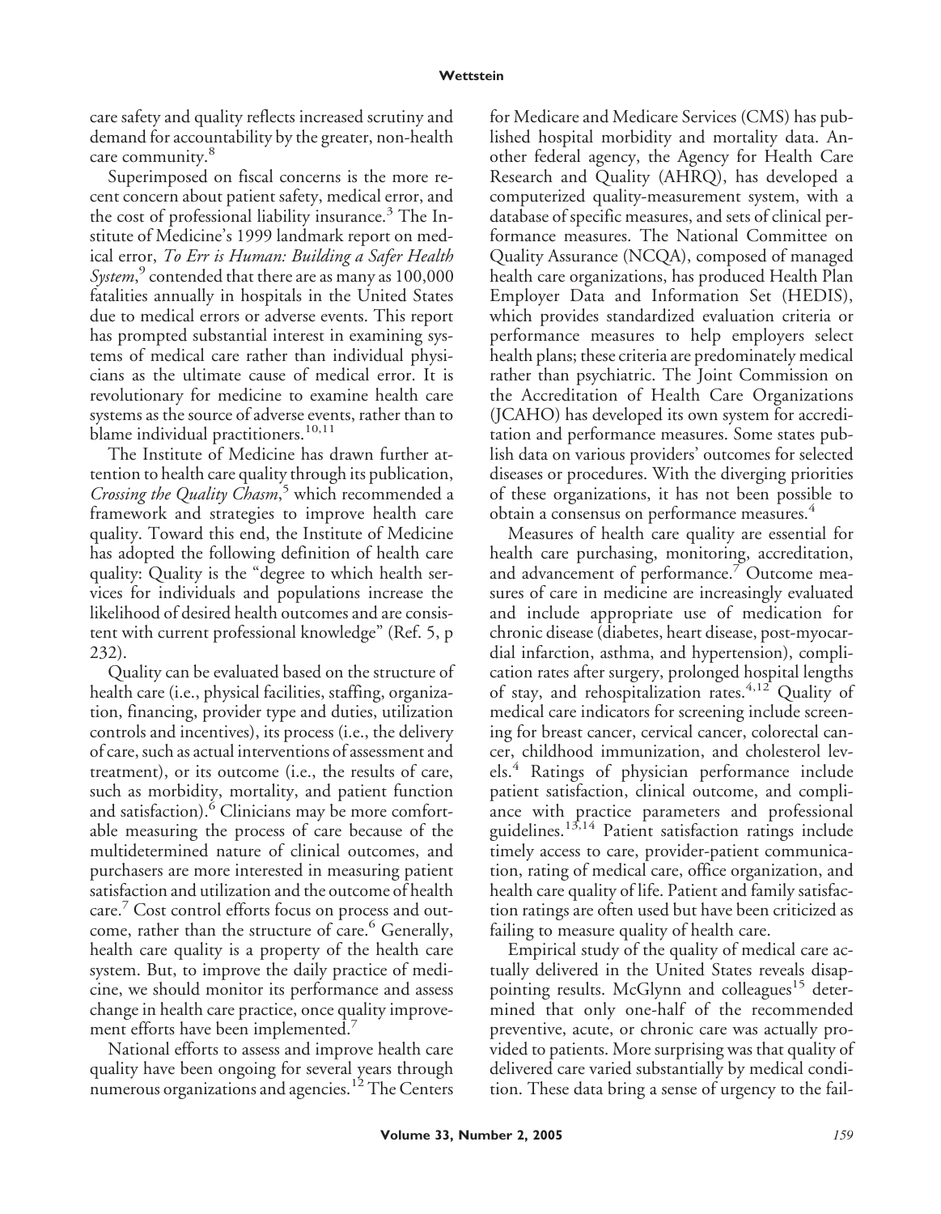care safety and quality reflects increased scrutiny and demand for accountability by the greater, non-health care community.[8]

Superimposed on fiscal concerns is the more recent concern about patient safety, medical error, and the cost of professional liability insurance.[3] The Institute of Medicine's 1999 landmark report on medical error, *To Err is Human: Building a Safer Health System*,[9] contended that there are as many as 100,000 fatalities annually in hospitals in the United States due to medical errors or adverse events. This report has prompted substantial interest in examining systems of medical care rather than individual physicians as the ultimate cause of medical error. It is revolutionary for medicine to examine health care systems as the source of adverse events, rather than to blame individual practitioners.[10,11]

The Institute of Medicine has drawn further attention to health care quality through its publication, *Crossing the Quality Chasm*,[5] which recommended a framework and strategies to improve health care quality. Toward this end, the Institute of Medicine has adopted the following definition of health care quality: Quality is the "degree to which health services for individuals and populations increase the likelihood of desired health outcomes and are consistent with current professional knowledge" (Ref. 5, p 232).

Quality can be evaluated based on the structure of health care (i.e., physical facilities, staffing, organization, financing, provider type and duties, utilization controls and incentives), its process (i.e., the delivery of care, such as actual interventions of assessment and treatment), or its outcome (i.e., the results of care, such as morbidity, mortality, and patient function and satisfaction).[6] Clinicians may be more comfortable measuring the process of care because of the multidetermined nature of clinical outcomes, and purchasers are more interested in measuring patient satisfaction and utilization and the outcome of health care.[7] Cost control efforts focus on process and outcome, rather than the structure of care.[6] Generally, health care quality is a property of the health care system. But, to improve the daily practice of medicine, we should monitor its performance and assess change in health care practice, once quality improvement efforts have been implemented.[7]

National efforts to assess and improve health care quality have been ongoing for several years through numerous organizations and agencies.[12] The Centers for Medicare and Medicare Services (CMS) has published hospital morbidity and mortality data. Another federal agency, the Agency for Health Care Research and Quality (AHRQ), has developed a computerized quality-measurement system, with a database of specific measures, and sets of clinical performance measures. The National Committee on Quality Assurance (NCQA), composed of managed health care organizations, has produced Health Plan Employer Data and Information Set (HEDIS), which provides standardized evaluation criteria or performance measures to help employers select health plans; these criteria are predominately medical rather than psychiatric. The Joint Commission on the Accreditation of Health Care Organizations (JCAHO) has developed its own system for accreditation and performance measures. Some states publish data on various providers' outcomes for selected diseases or procedures. With the diverging priorities of these organizations, it has not been possible to obtain a consensus on performance measures.[4]

Measures of health care quality are essential for health care purchasing, monitoring, accreditation, and advancement of performance.[7] Outcome measures of care in medicine are increasingly evaluated and include appropriate use of medication for chronic disease (diabetes, heart disease, post-myocardial infarction, asthma, and hypertension), complication rates after surgery, prolonged hospital lengths of stay, and rehospitalization rates.[4,12] Quality of medical care indicators for screening include screening for breast cancer, cervical cancer, colorectal cancer, childhood immunization, and cholesterol levels.[4] Ratings of physician performance include patient satisfaction, clinical outcome, and compliance with practice parameters and professional guidelines.[13,14] Patient satisfaction ratings include timely access to care, provider-patient communication, rating of medical care, office organization, and health care quality of life. Patient and family satisfaction ratings are often used but have been criticized as failing to measure quality of health care.

Empirical study of the quality of medical care actually delivered in the United States reveals disappointing results. McGlynn and colleagues[15] determined that only one-half of the recommended preventive, acute, or chronic care was actually provided to patients. More surprising was that quality of delivered care varied substantially by medical condition. These data bring a sense of urgency to the fail-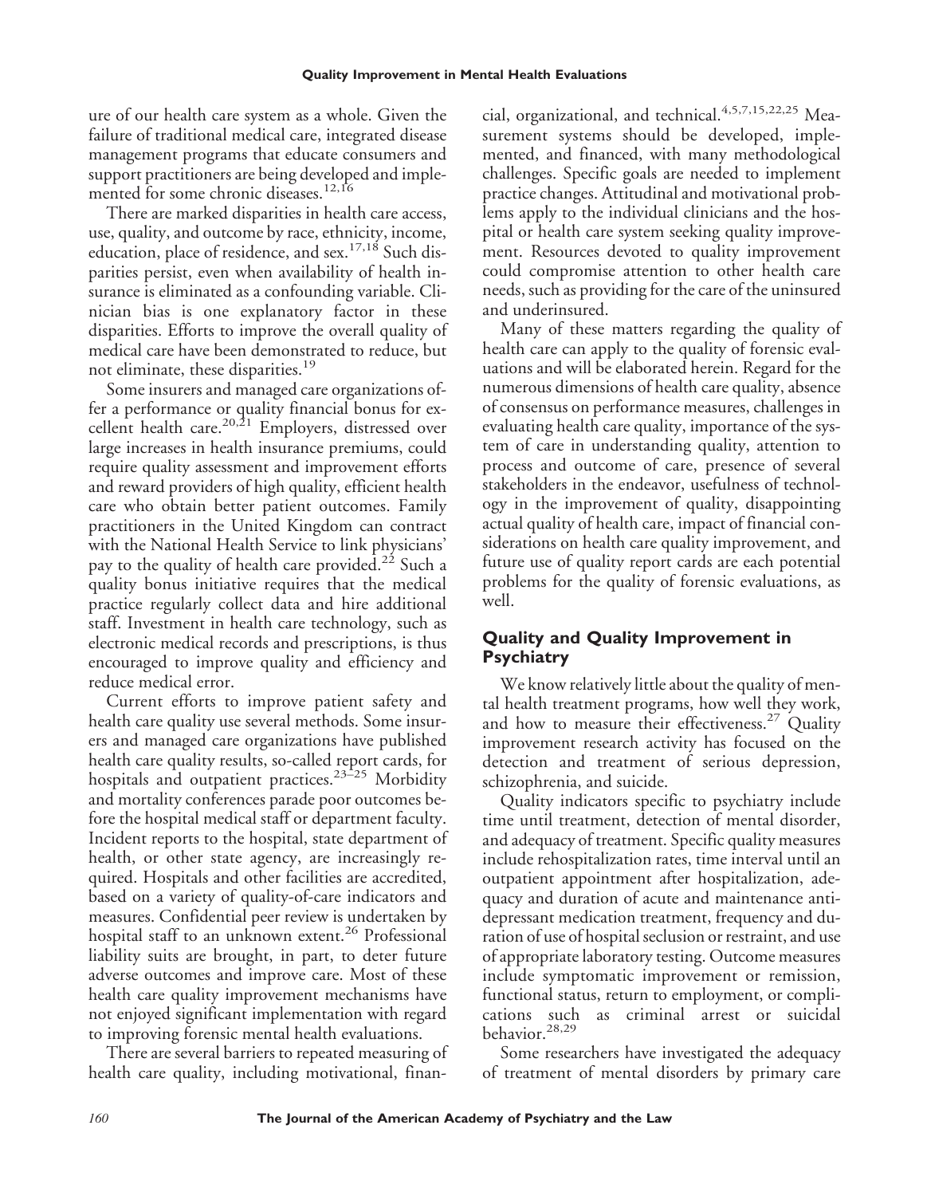ure of our health care system as a whole. Given the failure of traditional medical care, integrated disease management programs that educate consumers and support practitioners are being developed and implemented for some chronic diseases.[12,16]

There are marked disparities in health care access, use, quality, and outcome by race, ethnicity, income, education, place of residence, and sex.[17,18] Such disparities persist, even when availability of health insurance is eliminated as a confounding variable. Clinician bias is one explanatory factor in these disparities. Efforts to improve the overall quality of medical care have been demonstrated to reduce, but not eliminate, these disparities.[19]

Some insurers and managed care organizations offer a performance or quality financial bonus for excellent health care.[20,21] Employers, distressed over large increases in health insurance premiums, could require quality assessment and improvement efforts and reward providers of high quality, efficient health care who obtain better patient outcomes. Family practitioners in the United Kingdom can contract with the National Health Service to link physicians' pay to the quality of health care provided.[22] Such a quality bonus initiative requires that the medical practice regularly collect data and hire additional staff. Investment in health care technology, such as electronic medical records and prescriptions, is thus encouraged to improve quality and efficiency and reduce medical error.

Current efforts to improve patient safety and health care quality use several methods. Some insurers and managed care organizations have published health care quality results, so-called report cards, for hospitals and outpatient practices.[23–25] Morbidity and mortality conferences parade poor outcomes before the hospital medical staff or department faculty. Incident reports to the hospital, state department of health, or other state agency, are increasingly required. Hospitals and other facilities are accredited, based on a variety of quality-of-care indicators and measures. Confidential peer review is undertaken by hospital staff to an unknown extent.[26] Professional liability suits are brought, in part, to deter future adverse outcomes and improve care. Most of these health care quality improvement mechanisms have not enjoyed significant implementation with regard to improving forensic mental health evaluations.

There are several barriers to repeated measuring of health care quality, including motivational, financial, organizational, and technical.[4,5,7,15,22,25] Measurement systems should be developed, implemented, and financed, with many methodological challenges. Specific goals are needed to implement practice changes. Attitudinal and motivational problems apply to the individual clinicians and the hospital or health care system seeking quality improvement. Resources devoted to quality improvement could compromise attention to other health care needs, such as providing for the care of the uninsured and underinsured.

Many of these matters regarding the quality of health care can apply to the quality of forensic evaluations and will be elaborated herein. Regard for the numerous dimensions of health care quality, absence of consensus on performance measures, challenges in evaluating health care quality, importance of the system of care in understanding quality, attention to process and outcome of care, presence of several stakeholders in the endeavor, usefulness of technology in the improvement of quality, disappointing actual quality of health care, impact of financial considerations on health care quality improvement, and future use of quality report cards are each potential problems for the quality of forensic evaluations, as well.

## Quality and Quality Improvement in Psychiatry

We know relatively little about the quality of mental health treatment programs, how well they work, and how to measure their effectiveness.[27] Quality improvement research activity has focused on the detection and treatment of serious depression, schizophrenia, and suicide.

Quality indicators specific to psychiatry include time until treatment, detection of mental disorder, and adequacy of treatment. Specific quality measures include rehospitalization rates, time interval until an outpatient appointment after hospitalization, adequacy and duration of acute and maintenance antidepressant medication treatment, frequency and duration of use of hospital seclusion or restraint, and use of appropriate laboratory testing. Outcome measures include symptomatic improvement or remission, functional status, return to employment, or complications such as criminal arrest or suicidal behavior.[28,29]

Some researchers have investigated the adequacy of treatment of mental disorders by primary care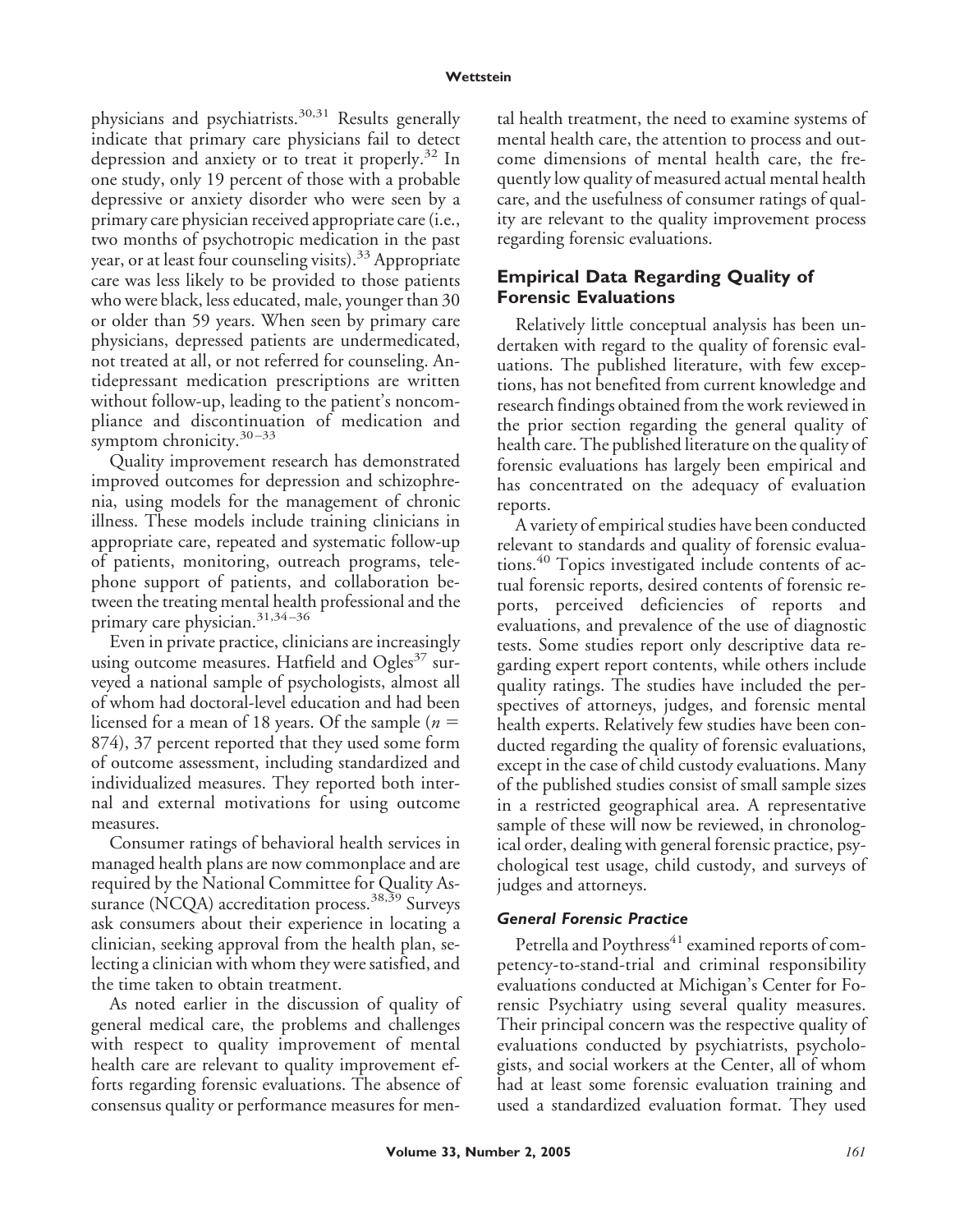physicians and psychiatrists.[30,31] Results generally indicate that primary care physicians fail to detect depression and anxiety or to treat it properly.[32] In one study, only 19 percent of those with a probable depressive or anxiety disorder who were seen by a primary care physician received appropriate care (i.e., two months of psychotropic medication in the past year, or at least four counseling visits).[33] Appropriate care was less likely to be provided to those patients who were black, less educated, male, younger than 30 or older than 59 years. When seen by primary care physicians, depressed patients are undermedicated, not treated at all, or not referred for counseling. Antidepressant medication prescriptions are written without follow-up, leading to the patient's noncompliance and discontinuation of medication and symptom chronicity.[30–33]

Quality improvement research has demonstrated improved outcomes for depression and schizophrenia, using models for the management of chronic illness. These models include training clinicians in appropriate care, repeated and systematic follow-up of patients, monitoring, outreach programs, telephone support of patients, and collaboration between the treating mental health professional and the primary care physician.[31,34–36]

Even in private practice, clinicians are increasingly using outcome measures. Hatfield and Ogles[37] surveyed a national sample of psychologists, almost all of whom had doctoral-level education and had been licensed for a mean of 18 years. Of the sample ($n$ = 874), 37 percent reported that they used some form of outcome assessment, including standardized and individualized measures. They reported both internal and external motivations for using outcome measures.

Consumer ratings of behavioral health services in managed health plans are now commonplace and are required by the National Committee for Quality Assurance (NCQA) accreditation process.[38,39] Surveys ask consumers about their experience in locating a clinician, seeking approval from the health plan, selecting a clinician with whom they were satisfied, and the time taken to obtain treatment.

As noted earlier in the discussion of quality of general medical care, the problems and challenges with respect to quality improvement of mental health care are relevant to quality improvement efforts regarding forensic evaluations. The absence of consensus quality or performance measures for mental health treatment, the need to examine systems of mental health care, the attention to process and outcome dimensions of mental health care, the frequently low quality of measured actual mental health care, and the usefulness of consumer ratings of quality are relevant to the quality improvement process regarding forensic evaluations.

## Empirical Data Regarding Quality of Forensic Evaluations

Relatively little conceptual analysis has been undertaken with regard to the quality of forensic evaluations. The published literature, with few exceptions, has not benefited from current knowledge and research findings obtained from the work reviewed in the prior section regarding the general quality of health care. The published literature on the quality of forensic evaluations has largely been empirical and has concentrated on the adequacy of evaluation reports.

A variety of empirical studies have been conducted relevant to standards and quality of forensic evaluations.[40] Topics investigated include contents of actual forensic reports, desired contents of forensic reports, perceived deficiencies of reports and evaluations, and prevalence of the use of diagnostic tests. Some studies report only descriptive data regarding expert report contents, while others include quality ratings. The studies have included the perspectives of attorneys, judges, and forensic mental health experts. Relatively few studies have been conducted regarding the quality of forensic evaluations, except in the case of child custody evaluations. Many of the published studies consist of small sample sizes in a restricted geographical area. A representative sample of these will now be reviewed, in chronological order, dealing with general forensic practice, psychological test usage, child custody, and surveys of judges and attorneys.

### *General Forensic Practice*

Petrella and Poythress[41] examined reports of competency-to-stand-trial and criminal responsibility evaluations conducted at Michigan's Center for Forensic Psychiatry using several quality measures. Their principal concern was the respective quality of evaluations conducted by psychiatrists, psychologists, and social workers at the Center, all of whom had at least some forensic evaluation training and used a standardized evaluation format. They used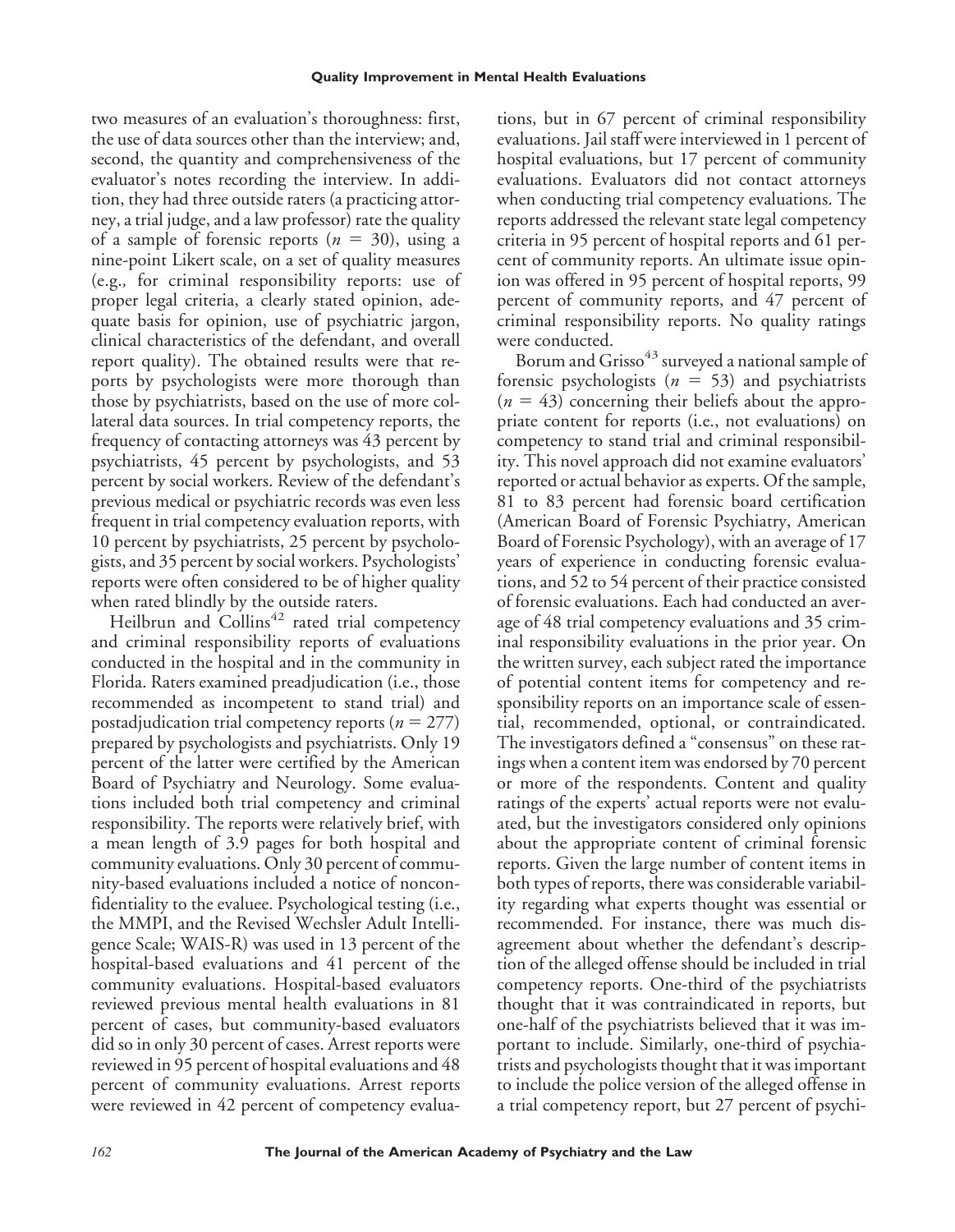two measures of an evaluation's thoroughness: first, the use of data sources other than the interview; and, second, the quantity and comprehensiveness of the evaluator's notes recording the interview. In addition, they had three outside raters (a practicing attorney, a trial judge, and a law professor) rate the quality of a sample of forensic reports ($n = 30$), using a nine-point Likert scale, on a set of quality measures (e.g., for criminal responsibility reports: use of proper legal criteria, a clearly stated opinion, adequate basis for opinion, use of psychiatric jargon, clinical characteristics of the defendant, and overall report quality). The obtained results were that reports by psychologists were more thorough than those by psychiatrists, based on the use of more collateral data sources. In trial competency reports, the frequency of contacting attorneys was 43 percent by psychiatrists, 45 percent by psychologists, and 53 percent by social workers. Review of the defendant's previous medical or psychiatric records was even less frequent in trial competency evaluation reports, with 10 percent by psychiatrists, 25 percent by psychologists, and 35 percent by social workers. Psychologists' reports were often considered to be of higher quality when rated blindly by the outside raters.

Heilbrun and Collins[42] rated trial competency and criminal responsibility reports of evaluations conducted in the hospital and in the community in Florida. Raters examined preadjudication (i.e., those recommended as incompetent to stand trial) and postadjudication trial competency reports ($n = 277$) prepared by psychologists and psychiatrists. Only 19 percent of the latter were certified by the American Board of Psychiatry and Neurology. Some evaluations included both trial competency and criminal responsibility. The reports were relatively brief, with a mean length of 3.9 pages for both hospital and community evaluations. Only 30 percent of community-based evaluations included a notice of nonconfidentiality to the evaluee. Psychological testing (i.e., the MMPI, and the Revised Wechsler Adult Intelligence Scale; WAIS-R) was used in 13 percent of the hospital-based evaluations and 41 percent of the community evaluations. Hospital-based evaluators reviewed previous mental health evaluations in 81 percent of cases, but community-based evaluators did so in only 30 percent of cases. Arrest reports were reviewed in 95 percent of hospital evaluations and 48 percent of community evaluations. Arrest reports were reviewed in 42 percent of competency evaluations, but in 67 percent of criminal responsibility evaluations. Jail staff were interviewed in 1 percent of hospital evaluations, but 17 percent of community evaluations. Evaluators did not contact attorneys when conducting trial competency evaluations. The reports addressed the relevant state legal competency criteria in 95 percent of hospital reports and 61 percent of community reports. An ultimate issue opinion was offered in 95 percent of hospital reports, 99 percent of community reports, and 47 percent of criminal responsibility reports. No quality ratings were conducted.

Borum and Grisso[43] surveyed a national sample of forensic psychologists ($n = 53$) and psychiatrists ($n = 43$) concerning their beliefs about the appropriate content for reports (i.e., not evaluations) on competency to stand trial and criminal responsibility. This novel approach did not examine evaluators' reported or actual behavior as experts. Of the sample, 81 to 83 percent had forensic board certification (American Board of Forensic Psychiatry, American Board of Forensic Psychology), with an average of 17 years of experience in conducting forensic evaluations, and 52 to 54 percent of their practice consisted of forensic evaluations. Each had conducted an average of 48 trial competency evaluations and 35 criminal responsibility evaluations in the prior year. On the written survey, each subject rated the importance of potential content items for competency and responsibility reports on an importance scale of essential, recommended, optional, or contraindicated. The investigators defined a "consensus" on these ratings when a content item was endorsed by 70 percent or more of the respondents. Content and quality ratings of the experts' actual reports were not evaluated, but the investigators considered only opinions about the appropriate content of criminal forensic reports. Given the large number of content items in both types of reports, there was considerable variability regarding what experts thought was essential or recommended. For instance, there was much disagreement about whether the defendant's description of the alleged offense should be included in trial competency reports. One-third of the psychiatrists thought that it was contraindicated in reports, but one-half of the psychiatrists believed that it was important to include. Similarly, one-third of psychiatrists and psychologists thought that it was important to include the police version of the alleged offense in a trial competency report, but 27 percent of psychi-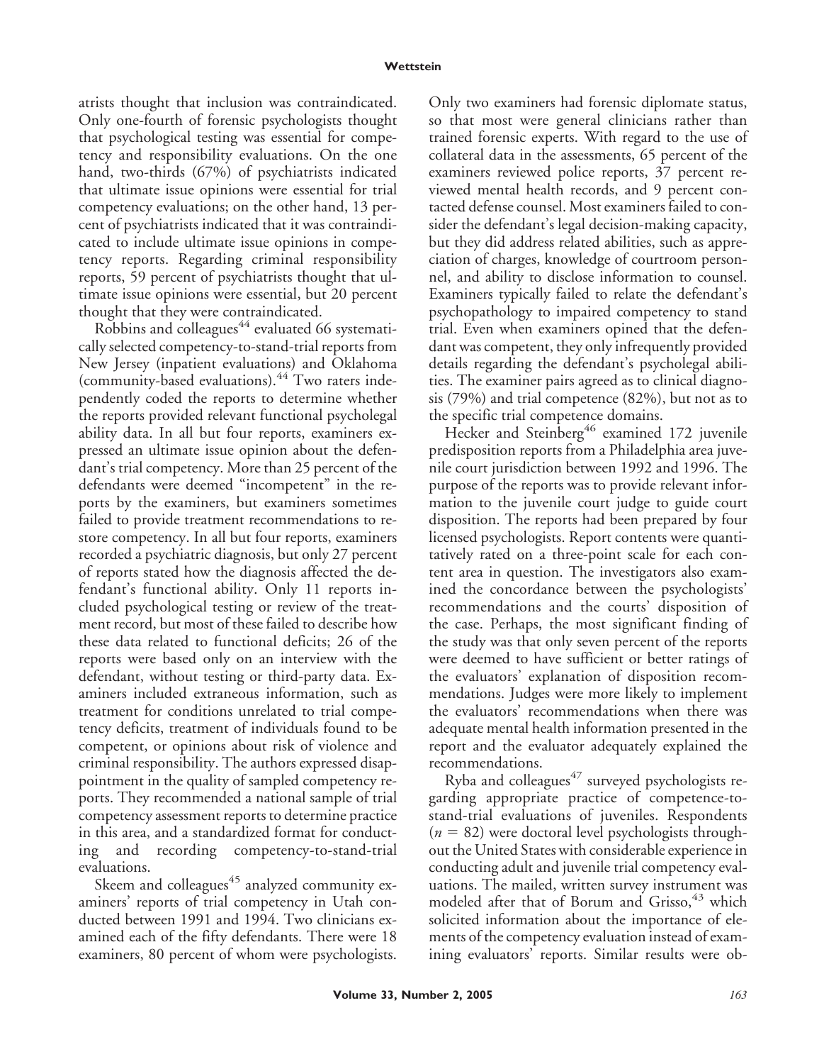atrists thought that inclusion was contraindicated. Only one-fourth of forensic psychologists thought that psychological testing was essential for competency and responsibility evaluations. On the one hand, two-thirds (67%) of psychiatrists indicated that ultimate issue opinions were essential for trial competency evaluations; on the other hand, 13 percent of psychiatrists indicated that it was contraindicated to include ultimate issue opinions in competency reports. Regarding criminal responsibility reports, 59 percent of psychiatrists thought that ultimate issue opinions were essential, but 20 percent thought that they were contraindicated.

Robbins and colleagues[44] evaluated 66 systematically selected competency-to-stand-trial reports from New Jersey (inpatient evaluations) and Oklahoma (community-based evaluations).[44] Two raters independently coded the reports to determine whether the reports provided relevant functional psycholegal ability data. In all but four reports, examiners expressed an ultimate issue opinion about the defendant's trial competency. More than 25 percent of the defendants were deemed "incompetent" in the reports by the examiners, but examiners sometimes failed to provide treatment recommendations to restore competency. In all but four reports, examiners recorded a psychiatric diagnosis, but only 27 percent of reports stated how the diagnosis affected the defendant's functional ability. Only 11 reports included psychological testing or review of the treatment record, but most of these failed to describe how these data related to functional deficits; 26 of the reports were based only on an interview with the defendant, without testing or third-party data. Examiners included extraneous information, such as treatment for conditions unrelated to trial competency deficits, treatment of individuals found to be competent, or opinions about risk of violence and criminal responsibility. The authors expressed disappointment in the quality of sampled competency reports. They recommended a national sample of trial competency assessment reports to determine practice in this area, and a standardized format for conducting and recording competency-to-stand-trial evaluations.

Skeem and colleagues[45] analyzed community examiners' reports of trial competency in Utah conducted between 1991 and 1994. Two clinicians examined each of the fifty defendants. There were 18 examiners, 80 percent of whom were psychologists. Only two examiners had forensic diplomate status, so that most were general clinicians rather than trained forensic experts. With regard to the use of collateral data in the assessments, 65 percent of the examiners reviewed police reports, 37 percent reviewed mental health records, and 9 percent contacted defense counsel. Most examiners failed to consider the defendant's legal decision-making capacity, but they did address related abilities, such as appreciation of charges, knowledge of courtroom personnel, and ability to disclose information to counsel. Examiners typically failed to relate the defendant's psychopathology to impaired competency to stand trial. Even when examiners opined that the defendant was competent, they only infrequently provided details regarding the defendant's psycholegal abilities. The examiner pairs agreed as to clinical diagnosis (79%) and trial competence (82%), but not as to the specific trial competence domains.

Hecker and Steinberg[46] examined 172 juvenile predisposition reports from a Philadelphia area juvenile court jurisdiction between 1992 and 1996. The purpose of the reports was to provide relevant information to the juvenile court judge to guide court disposition. The reports had been prepared by four licensed psychologists. Report contents were quantitatively rated on a three-point scale for each content area in question. The investigators also examined the concordance between the psychologists' recommendations and the courts' disposition of the case. Perhaps, the most significant finding of the study was that only seven percent of the reports were deemed to have sufficient or better ratings of the evaluators' explanation of disposition recommendations. Judges were more likely to implement the evaluators' recommendations when there was adequate mental health information presented in the report and the evaluator adequately explained the recommendations.

Ryba and colleagues[47] surveyed psychologists regarding appropriate practice of competence-to-stand-trial evaluations of juveniles. Respondents ($n = 82$) were doctoral level psychologists throughout the United States with considerable experience in conducting adult and juvenile trial competency evaluations. The mailed, written survey instrument was modeled after that of Borum and Grisso,[43] which solicited information about the importance of elements of the competency evaluation instead of examining evaluators' reports. Similar results were ob-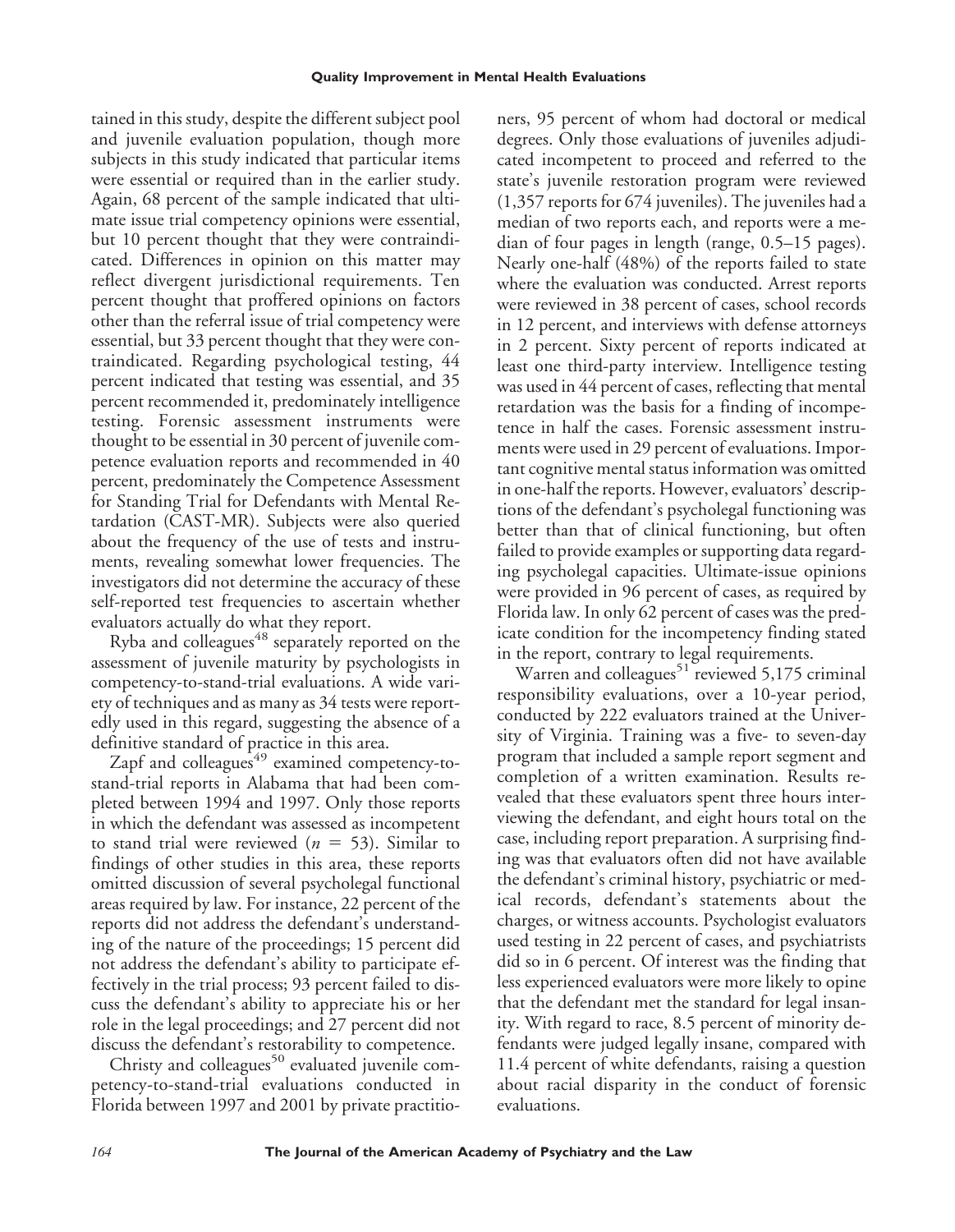tained in this study, despite the different subject pool and juvenile evaluation population, though more subjects in this study indicated that particular items were essential or required than in the earlier study. Again, 68 percent of the sample indicated that ultimate issue trial competency opinions were essential, but 10 percent thought that they were contraindicated. Differences in opinion on this matter may reflect divergent jurisdictional requirements. Ten percent thought that proffered opinions on factors other than the referral issue of trial competency were essential, but 33 percent thought that they were contraindicated. Regarding psychological testing, 44 percent indicated that testing was essential, and 35 percent recommended it, predominately intelligence testing. Forensic assessment instruments were thought to be essential in 30 percent of juvenile competence evaluation reports and recommended in 40 percent, predominately the Competence Assessment for Standing Trial for Defendants with Mental Retardation (CAST-MR). Subjects were also queried about the frequency of the use of tests and instruments, revealing somewhat lower frequencies. The investigators did not determine the accuracy of these self-reported test frequencies to ascertain whether evaluators actually do what they report.

Ryba and colleagues[48] separately reported on the assessment of juvenile maturity by psychologists in competency-to-stand-trial evaluations. A wide variety of techniques and as many as 34 tests were reportedly used in this regard, suggesting the absence of a definitive standard of practice in this area.

Zapf and colleagues[49] examined competency-to-stand-trial reports in Alabama that had been completed between 1994 and 1997. Only those reports in which the defendant was assessed as incompetent to stand trial were reviewed ($n = 53$). Similar to findings of other studies in this area, these reports omitted discussion of several psycholegal functional areas required by law. For instance, 22 percent of the reports did not address the defendant's understanding of the nature of the proceedings; 15 percent did not address the defendant's ability to participate effectively in the trial process; 93 percent failed to discuss the defendant's ability to appreciate his or her role in the legal proceedings; and 27 percent did not discuss the defendant's restorability to competence.

Christy and colleagues[50] evaluated juvenile competency-to-stand-trial evaluations conducted in Florida between 1997 and 2001 by private practitioners, 95 percent of whom had doctoral or medical degrees. Only those evaluations of juveniles adjudicated incompetent to proceed and referred to the state's juvenile restoration program were reviewed (1,357 reports for 674 juveniles). The juveniles had a median of two reports each, and reports were a median of four pages in length (range, 0.5–15 pages). Nearly one-half (48%) of the reports failed to state where the evaluation was conducted. Arrest reports were reviewed in 38 percent of cases, school records in 12 percent, and interviews with defense attorneys in 2 percent. Sixty percent of reports indicated at least one third-party interview. Intelligence testing was used in 44 percent of cases, reflecting that mental retardation was the basis for a finding of incompetence in half the cases. Forensic assessment instruments were used in 29 percent of evaluations. Important cognitive mental status information was omitted in one-half the reports. However, evaluators' descriptions of the defendant's psycholegal functioning was better than that of clinical functioning, but often failed to provide examples or supporting data regarding psycholegal capacities. Ultimate-issue opinions were provided in 96 percent of cases, as required by Florida law. In only 62 percent of cases was the predicate condition for the incompetency finding stated in the report, contrary to legal requirements.

Warren and colleagues[51] reviewed 5,175 criminal responsibility evaluations, over a 10-year period, conducted by 222 evaluators trained at the University of Virginia. Training was a five- to seven-day program that included a sample report segment and completion of a written examination. Results revealed that these evaluators spent three hours interviewing the defendant, and eight hours total on the case, including report preparation. A surprising finding was that evaluators often did not have available the defendant's criminal history, psychiatric or medical records, defendant's statements about the charges, or witness accounts. Psychologist evaluators used testing in 22 percent of cases, and psychiatrists did so in 6 percent. Of interest was the finding that less experienced evaluators were more likely to opine that the defendant met the standard for legal insanity. With regard to race, 8.5 percent of minority defendants were judged legally insane, compared with 11.4 percent of white defendants, raising a question about racial disparity in the conduct of forensic evaluations.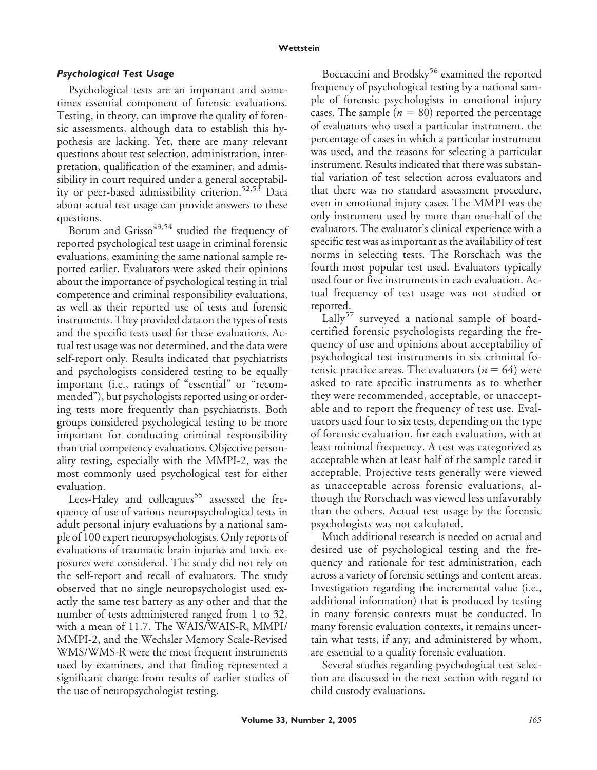### *Psychological Test Usage*

Psychological tests are an important and sometimes essential component of forensic evaluations. Testing, in theory, can improve the quality of forensic assessments, although data to establish this hypothesis are lacking. Yet, there are many relevant questions about test selection, administration, interpretation, qualification of the examiner, and admissibility in court required under a general acceptability or peer-based admissibility criterion.[52,53] Data about actual test usage can provide answers to these questions.

Borum and Grisso[43,54] studied the frequency of reported psychological test usage in criminal forensic evaluations, examining the same national sample reported earlier. Evaluators were asked their opinions about the importance of psychological testing in trial competence and criminal responsibility evaluations, as well as their reported use of tests and forensic instruments. They provided data on the types of tests and the specific tests used for these evaluations. Actual test usage was not determined, and the data were self-report only. Results indicated that psychiatrists and psychologists considered testing to be equally important (i.e., ratings of "essential" or "recommended"), but psychologists reported using or ordering tests more frequently than psychiatrists. Both groups considered psychological testing to be more important for conducting criminal responsibility than trial competency evaluations. Objective personality testing, especially with the MMPI-2, was the most commonly used psychological test for either evaluation.

Lees-Haley and colleagues[55] assessed the frequency of use of various neuropsychological tests in adult personal injury evaluations by a national sample of 100 expert neuropsychologists. Only reports of evaluations of traumatic brain injuries and toxic exposures were considered. The study did not rely on the self-report and recall of evaluators. The study observed that no single neuropsychologist used exactly the same test battery as any other and that the number of tests administered ranged from 1 to 32, with a mean of 11.7. The WAIS/WAIS-R, MMPI/MMPI-2, and the Wechsler Memory Scale-Revised WMS/WMS-R were the most frequent instruments used by examiners, and that finding represented a significant change from results of earlier studies of the use of neuropsychologist testing.

Boccaccini and Brodsky[56] examined the reported frequency of psychological testing by a national sample of forensic psychologists in emotional injury cases. The sample ($n = 80$) reported the percentage of evaluators who used a particular instrument, the percentage of cases in which a particular instrument was used, and the reasons for selecting a particular instrument. Results indicated that there was substantial variation of test selection across evaluators and that there was no standard assessment procedure, even in emotional injury cases. The MMPI was the only instrument used by more than one-half of the evaluators. The evaluator's clinical experience with a specific test was as important as the availability of test norms in selecting tests. The Rorschach was the fourth most popular test used. Evaluators typically used four or five instruments in each evaluation. Actual frequency of test usage was not studied or reported.

Lally[57] surveyed a national sample of board-certified forensic psychologists regarding the frequency of use and opinions about acceptability of psychological test instruments in six criminal forensic practice areas. The evaluators ($n = 64$) were asked to rate specific instruments as to whether they were recommended, acceptable, or unacceptable and to report the frequency of test use. Evaluators used four to six tests, depending on the type of forensic evaluation, for each evaluation, with at least minimal frequency. A test was categorized as acceptable when at least half of the sample rated it acceptable. Projective tests generally were viewed as unacceptable across forensic evaluations, although the Rorschach was viewed less unfavorably than the others. Actual test usage by the forensic psychologists was not calculated.

Much additional research is needed on actual and desired use of psychological testing and the frequency and rationale for test administration, each across a variety of forensic settings and content areas. Investigation regarding the incremental value (i.e., additional information) that is produced by testing in many forensic contexts must be conducted. In many forensic evaluation contexts, it remains uncertain what tests, if any, and administered by whom, are essential to a quality forensic evaluation.

Several studies regarding psychological test selection are discussed in the next section with regard to child custody evaluations.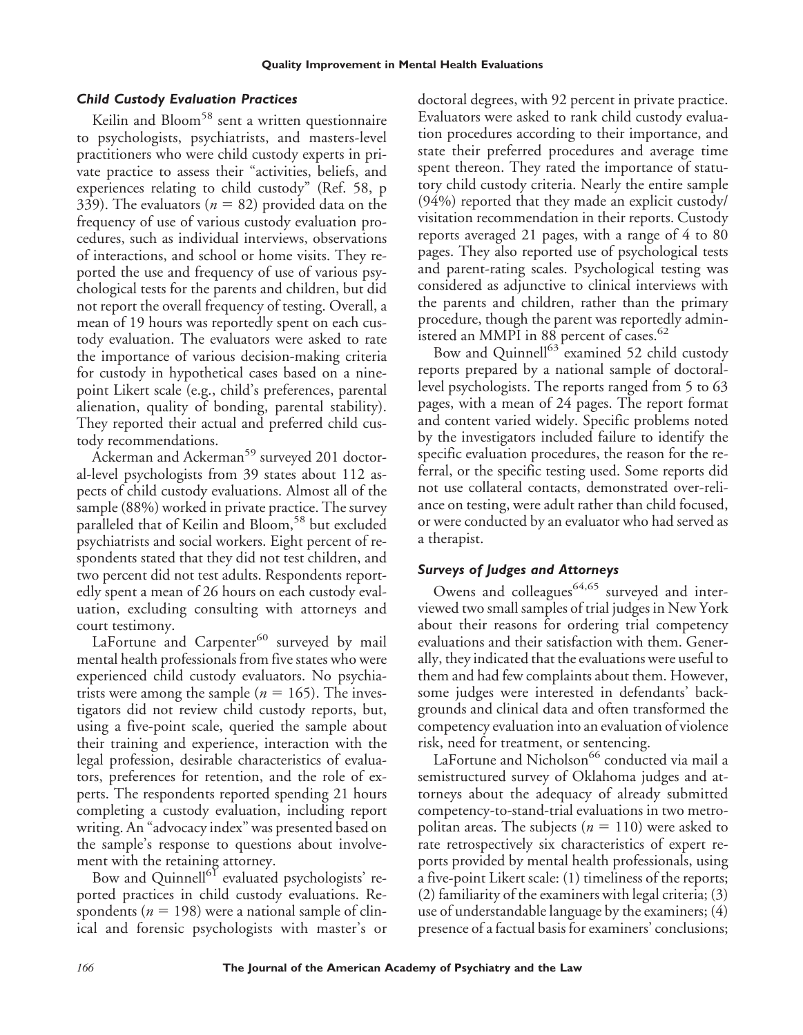### *Child Custody Evaluation Practices*

Keilin and Bloom[58] sent a written questionnaire to psychologists, psychiatrists, and masters-level practitioners who were child custody experts in private practice to assess their "activities, beliefs, and experiences relating to child custody" (Ref. 58, p 339). The evaluators ($n = 82$) provided data on the frequency of use of various custody evaluation procedures, such as individual interviews, observations of interactions, and school or home visits. They reported the use and frequency of use of various psychological tests for the parents and children, but did not report the overall frequency of testing. Overall, a mean of 19 hours was reportedly spent on each custody evaluation. The evaluators were asked to rate the importance of various decision-making criteria for custody in hypothetical cases based on a nine-point Likert scale (e.g., child's preferences, parental alienation, quality of bonding, parental stability). They reported their actual and preferred child custody recommendations.

Ackerman and Ackerman[59] surveyed 201 doctoral-level psychologists from 39 states about 112 aspects of child custody evaluations. Almost all of the sample (88%) worked in private practice. The survey paralleled that of Keilin and Bloom,[58] but excluded psychiatrists and social workers. Eight percent of respondents stated that they did not test children, and two percent did not test adults. Respondents reportedly spent a mean of 26 hours on each custody evaluation, excluding consulting with attorneys and court testimony.

LaFortune and Carpenter[60] surveyed by mail mental health professionals from five states who were experienced child custody evaluators. No psychiatrists were among the sample ($n = 165$). The investigators did not review child custody reports, but, using a five-point scale, queried the sample about their training and experience, interaction with the legal profession, desirable characteristics of evaluators, preferences for retention, and the role of experts. The respondents reported spending 21 hours completing a custody evaluation, including report writing. An "advocacy index" was presented based on the sample's response to questions about involvement with the retaining attorney.

Bow and Quinnell[61] evaluated psychologists' reported practices in child custody evaluations. Respondents ($n = 198$) were a national sample of clinical and forensic psychologists with master's or doctoral degrees, with 92 percent in private practice. Evaluators were asked to rank child custody evaluation procedures according to their importance, and state their preferred procedures and average time spent thereon. They rated the importance of statutory child custody criteria. Nearly the entire sample (94%) reported that they made an explicit custody/visitation recommendation in their reports. Custody reports averaged 21 pages, with a range of 4 to 80 pages. They also reported use of psychological tests and parent-rating scales. Psychological testing was considered as adjunctive to clinical interviews with the parents and children, rather than the primary procedure, though the parent was reportedly administered an MMPI in 88 percent of cases.[62]

Bow and Quinnell[63] examined 52 child custody reports prepared by a national sample of doctoral-level psychologists. The reports ranged from 5 to 63 pages, with a mean of 24 pages. The report format and content varied widely. Specific problems noted by the investigators included failure to identify the specific evaluation procedures, the reason for the referral, or the specific testing used. Some reports did not use collateral contacts, demonstrated over-reliance on testing, were adult rather than child focused, or were conducted by an evaluator who had served as a therapist.

### *Surveys of Judges and Attorneys*

Owens and colleagues[64,65] surveyed and interviewed two small samples of trial judges in New York about their reasons for ordering trial competency evaluations and their satisfaction with them. Generally, they indicated that the evaluations were useful to them and had few complaints about them. However, some judges were interested in defendants' backgrounds and clinical data and often transformed the competency evaluation into an evaluation of violence risk, need for treatment, or sentencing.

LaFortune and Nicholson[66] conducted via mail a semistructured survey of Oklahoma judges and attorneys about the adequacy of already submitted competency-to-stand-trial evaluations in two metropolitan areas. The subjects ($n = 110$) were asked to rate retrospectively six characteristics of expert reports provided by mental health professionals, using a five-point Likert scale: (1) timeliness of the reports; (2) familiarity of the examiners with legal criteria; (3) use of understandable language by the examiners; (4) presence of a factual basis for examiners' conclusions;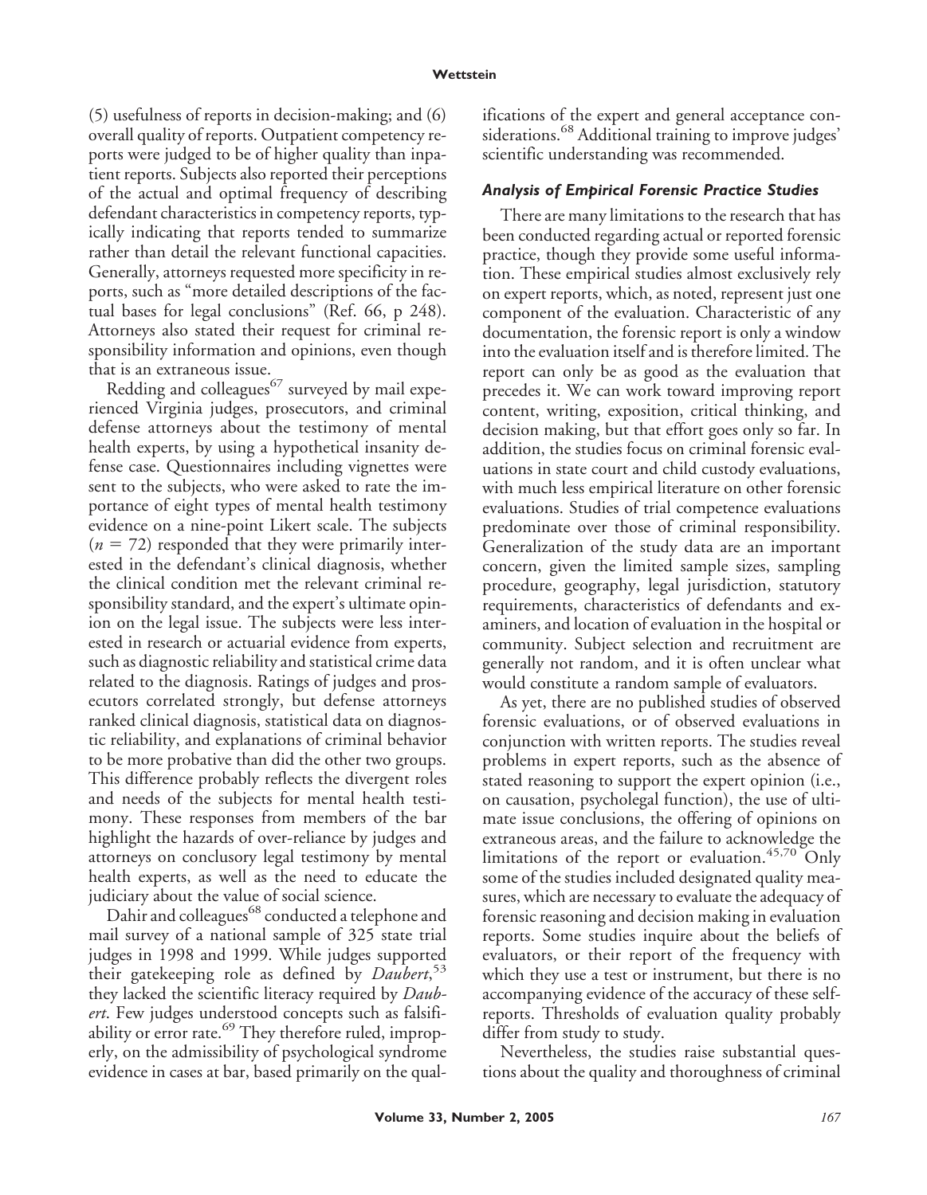(5) usefulness of reports in decision-making; and (6) overall quality of reports. Outpatient competency reports were judged to be of higher quality than inpatient reports. Subjects also reported their perceptions of the actual and optimal frequency of describing defendant characteristics in competency reports, typically indicating that reports tended to summarize rather than detail the relevant functional capacities. Generally, attorneys requested more specificity in reports, such as "more detailed descriptions of the factual bases for legal conclusions" (Ref. 66, p 248). Attorneys also stated their request for criminal responsibility information and opinions, even though that is an extraneous issue.

Redding and colleagues[67] surveyed by mail experienced Virginia judges, prosecutors, and criminal defense attorneys about the testimony of mental health experts, by using a hypothetical insanity defense case. Questionnaires including vignettes were sent to the subjects, who were asked to rate the importance of eight types of mental health testimony evidence on a nine-point Likert scale. The subjects ($n = 72$) responded that they were primarily interested in the defendant's clinical diagnosis, whether the clinical condition met the relevant criminal responsibility standard, and the expert's ultimate opinion on the legal issue. The subjects were less interested in research or actuarial evidence from experts, such as diagnostic reliability and statistical crime data related to the diagnosis. Ratings of judges and prosecutors correlated strongly, but defense attorneys ranked clinical diagnosis, statistical data on diagnostic reliability, and explanations of criminal behavior to be more probative than did the other two groups. This difference probably reflects the divergent roles and needs of the subjects for mental health testimony. These responses from members of the bar highlight the hazards of over-reliance by judges and attorneys on conclusory legal testimony by mental health experts, as well as the need to educate the judiciary about the value of social science.

Dahir and colleagues[68] conducted a telephone and mail survey of a national sample of 325 state trial judges in 1998 and 1999. While judges supported their gatekeeping role as defined by *Daubert*,[53] they lacked the scientific literacy required by *Daubert*. Few judges understood concepts such as falsifiability or error rate.[69] They therefore ruled, improperly, on the admissibility of psychological syndrome evidence in cases at bar, based primarily on the qualifications of the expert and general acceptance considerations.[68] Additional training to improve judges' scientific understanding was recommended.

### *Analysis of Empirical Forensic Practice Studies*

There are many limitations to the research that has been conducted regarding actual or reported forensic practice, though they provide some useful information. These empirical studies almost exclusively rely on expert reports, which, as noted, represent just one component of the evaluation. Characteristic of any documentation, the forensic report is only a window into the evaluation itself and is therefore limited. The report can only be as good as the evaluation that precedes it. We can work toward improving report content, writing, exposition, critical thinking, and decision making, but that effort goes only so far. In addition, the studies focus on criminal forensic evaluations in state court and child custody evaluations, with much less empirical literature on other forensic evaluations. Studies of trial competence evaluations predominate over those of criminal responsibility. Generalization of the study data are an important concern, given the limited sample sizes, sampling procedure, geography, legal jurisdiction, statutory requirements, characteristics of defendants and examiners, and location of evaluation in the hospital or community. Subject selection and recruitment are generally not random, and it is often unclear what would constitute a random sample of evaluators.

As yet, there are no published studies of observed forensic evaluations, or of observed evaluations in conjunction with written reports. The studies reveal problems in expert reports, such as the absence of stated reasoning to support the expert opinion (i.e., on causation, psycholegal function), the use of ultimate issue conclusions, the offering of opinions on extraneous areas, and the failure to acknowledge the limitations of the report or evaluation.[45,70] Only some of the studies included designated quality measures, which are necessary to evaluate the adequacy of forensic reasoning and decision making in evaluation reports. Some studies inquire about the beliefs of evaluators, or their report of the frequency with which they use a test or instrument, but there is no accompanying evidence of the accuracy of these self-reports. Thresholds of evaluation quality probably differ from study to study.

Nevertheless, the studies raise substantial questions about the quality and thoroughness of criminal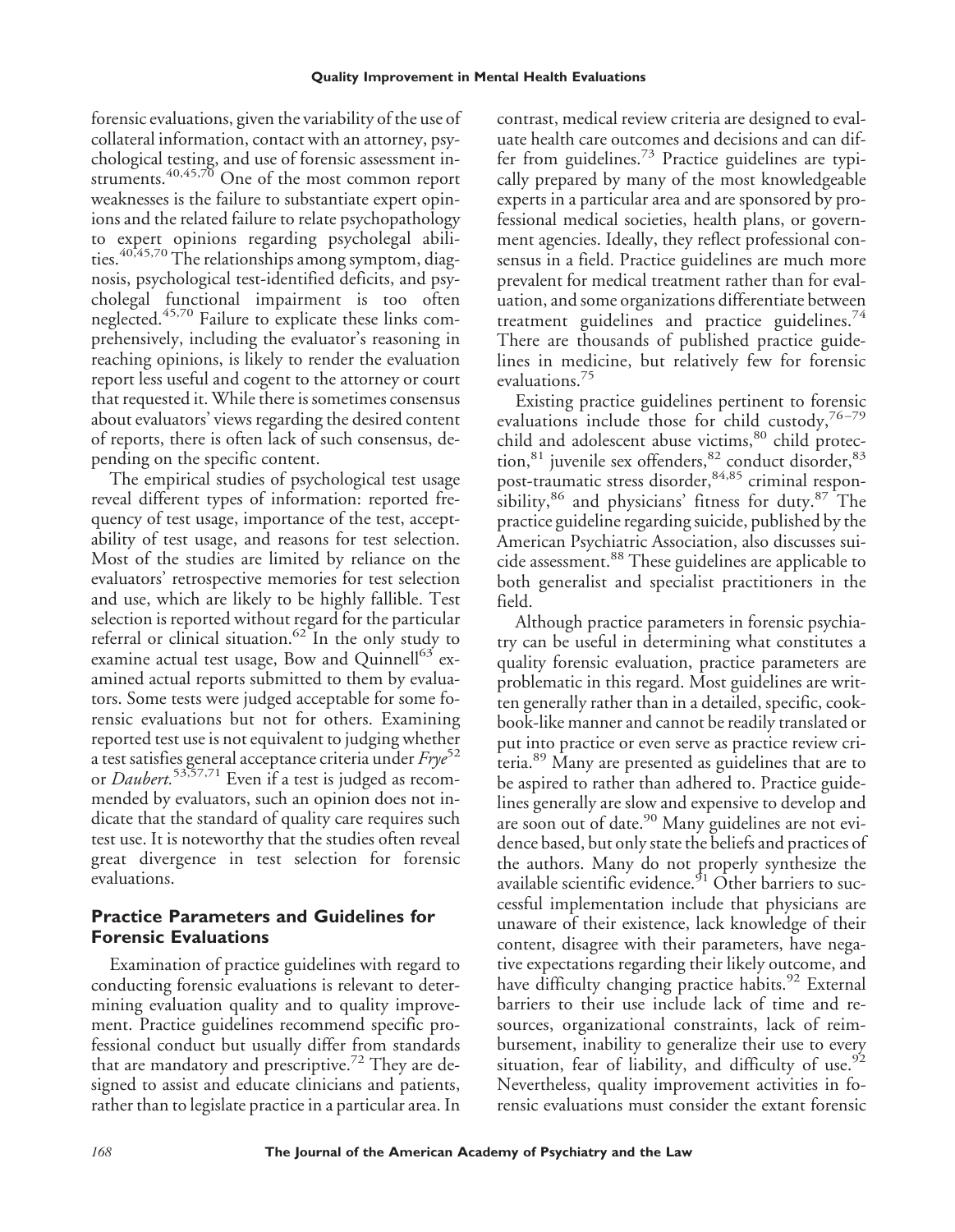forensic evaluations, given the variability of the use of collateral information, contact with an attorney, psychological testing, and use of forensic assessment instruments.[40,45,70] One of the most common report weaknesses is the failure to substantiate expert opinions and the related failure to relate psychopathology to expert opinions regarding psycholegal abilities.[40,45,70] The relationships among symptom, diagnosis, psychological test-identified deficits, and psycholegal functional impairment is too often neglected.[45,70] Failure to explicate these links comprehensively, including the evaluator's reasoning in reaching opinions, is likely to render the evaluation report less useful and cogent to the attorney or court that requested it. While there is sometimes consensus about evaluators' views regarding the desired content of reports, there is often lack of such consensus, depending on the specific content.

The empirical studies of psychological test usage reveal different types of information: reported frequency of test usage, importance of the test, acceptability of test usage, and reasons for test selection. Most of the studies are limited by reliance on the evaluators' retrospective memories for test selection and use, which are likely to be highly fallible. Test selection is reported without regard for the particular referral or clinical situation.[62] In the only study to examine actual test usage, Bow and Quinnell[63] examined actual reports submitted to them by evaluators. Some tests were judged acceptable for some forensic evaluations but not for others. Examining reported test use is not equivalent to judging whether a test satisfies general acceptance criteria under *Frye*[52] or *Daubert.*[53,57,71] Even if a test is judged as recommended by evaluators, such an opinion does not indicate that the standard of quality care requires such test use. It is noteworthy that the studies often reveal great divergence in test selection for forensic evaluations.

## Practice Parameters and Guidelines for Forensic Evaluations

Examination of practice guidelines with regard to conducting forensic evaluations is relevant to determining evaluation quality and to quality improvement. Practice guidelines recommend specific professional conduct but usually differ from standards that are mandatory and prescriptive.[72] They are designed to assist and educate clinicians and patients, rather than to legislate practice in a particular area. In contrast, medical review criteria are designed to evaluate health care outcomes and decisions and can differ from guidelines.[73] Practice guidelines are typically prepared by many of the most knowledgeable experts in a particular area and are sponsored by professional medical societies, health plans, or government agencies. Ideally, they reflect professional consensus in a field. Practice guidelines are much more prevalent for medical treatment rather than for evaluation, and some organizations differentiate between treatment guidelines and practice guidelines.[74] There are thousands of published practice guidelines in medicine, but relatively few for forensic evaluations.[75]

Existing practice guidelines pertinent to forensic evaluations include those for child custody,[76–79] child and adolescent abuse victims,[80] child protection,[81] juvenile sex offenders,[82] conduct disorder,[83] post-traumatic stress disorder,[84,85] criminal responsibility,[86] and physicians' fitness for duty.[87] The practice guideline regarding suicide, published by the American Psychiatric Association, also discusses suicide assessment.[88] These guidelines are applicable to both generalist and specialist practitioners in the field.

Although practice parameters in forensic psychiatry can be useful in determining what constitutes a quality forensic evaluation, practice parameters are problematic in this regard. Most guidelines are written generally rather than in a detailed, specific, cookbook-like manner and cannot be readily translated or put into practice or even serve as practice review criteria.[89] Many are presented as guidelines that are to be aspired to rather than adhered to. Practice guidelines generally are slow and expensive to develop and are soon out of date.[90] Many guidelines are not evidence based, but only state the beliefs and practices of the authors. Many do not properly synthesize the available scientific evidence.[91] Other barriers to successful implementation include that physicians are unaware of their existence, lack knowledge of their content, disagree with their parameters, have negative expectations regarding their likely outcome, and have difficulty changing practice habits.[92] External barriers to their use include lack of time and resources, organizational constraints, lack of reimbursement, inability to generalize their use to every situation, fear of liability, and difficulty of use.[92] Nevertheless, quality improvement activities in forensic evaluations must consider the extant forensic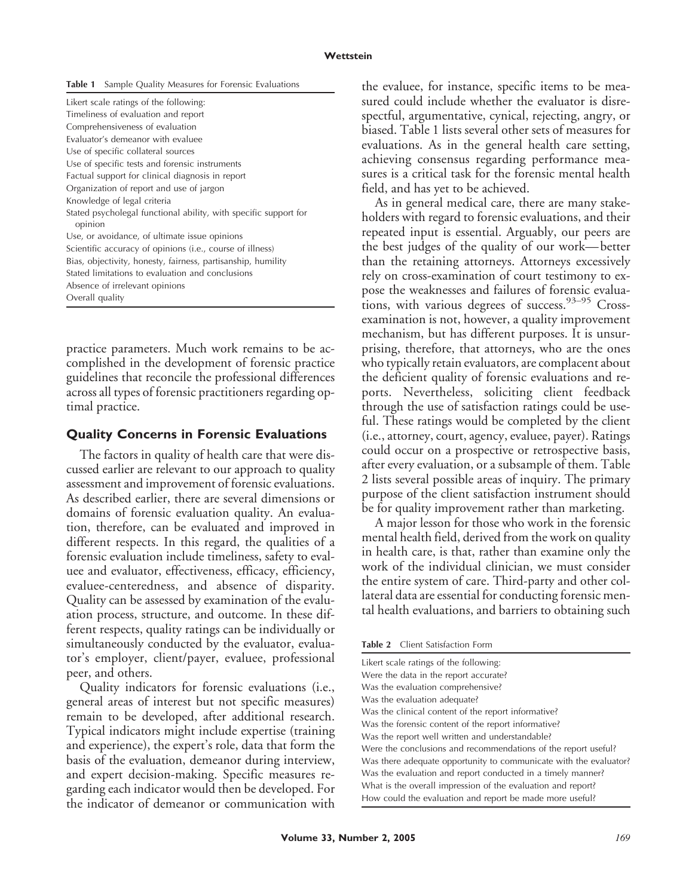**Table 1** Sample Quality Measures for Forensic Evaluations

| Likert scale ratings of the following: |
|---|
| Timeliness of evaluation and report |
| Comprehensiveness of evaluation |
| Evaluator's demeanor with evaluee |
| Use of specific collateral sources |
| Use of specific tests and forensic instruments |
| Factual support for clinical diagnosis in report |
| Organization of report and use of jargon |
| Knowledge of legal criteria |
| Stated psycholegal functional ability, with specific support for opinion |
| Use, or avoidance, of ultimate issue opinions |
| Scientific accuracy of opinions (i.e., course of illness) |
| Bias, objectivity, honesty, fairness, partisanship, humility |
| Stated limitations to evaluation and conclusions |
| Absence of irrelevant opinions |
| Overall quality |

practice parameters. Much work remains to be accomplished in the development of forensic practice guidelines that reconcile the professional differences across all types of forensic practitioners regarding optimal practice.

## Quality Concerns in Forensic Evaluations

The factors in quality of health care that were discussed earlier are relevant to our approach to quality assessment and improvement of forensic evaluations. As described earlier, there are several dimensions or domains of forensic evaluation quality. An evaluation, therefore, can be evaluated and improved in different respects. In this regard, the qualities of a forensic evaluation include timeliness, safety to evaluee and evaluator, effectiveness, efficacy, efficiency, evaluee-centeredness, and absence of disparity. Quality can be assessed by examination of the evaluation process, structure, and outcome. In these different respects, quality ratings can be individually or simultaneously conducted by the evaluator, evaluator's employer, client/payer, evaluee, professional peer, and others.

Quality indicators for forensic evaluations (i.e., general areas of interest but not specific measures) remain to be developed, after additional research. Typical indicators might include expertise (training and experience), the expert's role, data that form the basis of the evaluation, demeanor during interview, and expert decision-making. Specific measures regarding each indicator would then be developed. For the indicator of demeanor or communication with the evaluee, for instance, specific items to be measured could include whether the evaluator is disrespectful, argumentative, cynical, rejecting, angry, or biased. Table 1 lists several other sets of measures for evaluations. As in the general health care setting, achieving consensus regarding performance measures is a critical task for the forensic mental health field, and has yet to be achieved.

As in general medical care, there are many stakeholders with regard to forensic evaluations, and their repeated input is essential. Arguably, our peers are the best judges of the quality of our work—better than the retaining attorneys. Attorneys excessively rely on cross-examination of court testimony to expose the weaknesses and failures of forensic evaluations, with various degrees of success.[93–95] Cross-examination is not, however, a quality improvement mechanism, but has different purposes. It is unsurprising, therefore, that attorneys, who are the ones who typically retain evaluators, are complacent about the deficient quality of forensic evaluations and reports. Nevertheless, soliciting client feedback through the use of satisfaction ratings could be useful. These ratings would be completed by the client (i.e., attorney, court, agency, evaluee, payer). Ratings could occur on a prospective or retrospective basis, after every evaluation, or a subsample of them. Table 2 lists several possible areas of inquiry. The primary purpose of the client satisfaction instrument should be for quality improvement rather than marketing.

A major lesson for those who work in the forensic mental health field, derived from the work on quality in health care, is that, rather than examine only the work of the individual clinician, we must consider the entire system of care. Third-party and other collateral data are essential for conducting forensic mental health evaluations, and barriers to obtaining such

**Table 2** Client Satisfaction Form

| Likert scale ratings of the following: |
|---|
| Were the data in the report accurate? |
| Was the evaluation comprehensive? |
| Was the evaluation adequate? |
| Was the clinical content of the report informative? |
| Was the forensic content of the report informative? |
| Was the report well written and understandable? |
| Were the conclusions and recommendations of the report useful? |
| Was there adequate opportunity to communicate with the evaluator? |
| Was the evaluation and report conducted in a timely manner? |
| What is the overall impression of the evaluation and report? |
| How could the evaluation and report be made more useful? |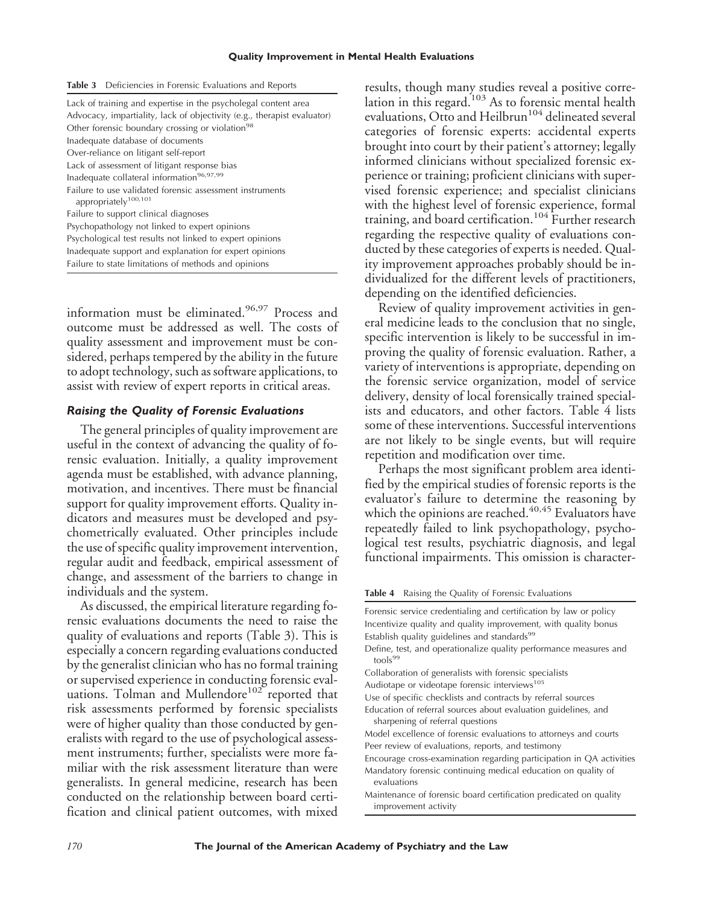**Table 3** Deficiencies in Forensic Evaluations and Reports

| |
|---|
| Lack of training and expertise in the psycholegal content area |
| Advocacy, impartiality, lack of objectivity (e.g., therapist evaluator) |
| Other forensic boundary crossing or violation[98] |
| Inadequate database of documents |
| Over-reliance on litigant self-report |
| Lack of assessment of litigant response bias |
| Inadequate collateral information[96,97,99] |
| Failure to use validated forensic assessment instruments appropriately[100,101] |
| Failure to support clinical diagnoses |
| Psychopathology not linked to expert opinions |
| Psychological test results not linked to expert opinions |
| Inadequate support and explanation for expert opinions |
| Failure to state limitations of methods and opinions |

information must be eliminated.[96,97] Process and outcome must be addressed as well. The costs of quality assessment and improvement must be considered, perhaps tempered by the ability in the future to adopt technology, such as software applications, to assist with review of expert reports in critical areas.

### *Raising the Quality of Forensic Evaluations*

The general principles of quality improvement are useful in the context of advancing the quality of forensic evaluation. Initially, a quality improvement agenda must be established, with advance planning, motivation, and incentives. There must be financial support for quality improvement efforts. Quality indicators and measures must be developed and psychometrically evaluated. Other principles include the use of specific quality improvement intervention, regular audit and feedback, empirical assessment of change, and assessment of the barriers to change in individuals and the system.

As discussed, the empirical literature regarding forensic evaluations documents the need to raise the quality of evaluations and reports (Table 3). This is especially a concern regarding evaluations conducted by the generalist clinician who has no formal training or supervised experience in conducting forensic evaluations. Tolman and Mullendore[102] reported that risk assessments performed by forensic specialists were of higher quality than those conducted by generalists with regard to the use of psychological assessment instruments; further, specialists were more familiar with the risk assessment literature than were generalists. In general medicine, research has been conducted on the relationship between board certification and clinical patient outcomes, with mixed results, though many studies reveal a positive correlation in this regard.[103] As to forensic mental health evaluations, Otto and Heilbrun[104] delineated several categories of forensic experts: accidental experts brought into court by their patient's attorney; legally informed clinicians without specialized forensic experience or training; proficient clinicians with supervised forensic experience; and specialist clinicians with the highest level of forensic experience, formal training, and board certification.[104] Further research regarding the respective quality of evaluations conducted by these categories of experts is needed. Quality improvement approaches probably should be individualized for the different levels of practitioners, depending on the identified deficiencies.

Review of quality improvement activities in general medicine leads to the conclusion that no single, specific intervention is likely to be successful in improving the quality of forensic evaluation. Rather, a variety of interventions is appropriate, depending on the forensic service organization, model of service delivery, density of local forensically trained specialists and educators, and other factors. Table 4 lists some of these interventions. Successful interventions are not likely to be single events, but will require repetition and modification over time.

Perhaps the most significant problem area identified by the empirical studies of forensic reports is the evaluator's failure to determine the reasoning by which the opinions are reached.[40,45] Evaluators have repeatedly failed to link psychopathology, psychological test results, psychiatric diagnosis, and legal functional impairments. This omission is character-

**Table 4** Raising the Quality of Forensic Evaluations

| |
|---|
| Forensic service credentialing and certification by law or policy |
| Incentivize quality and quality improvement, with quality bonus |
| Establish quality guidelines and standards[99] |
| Define, test, and operationalize quality performance measures and tools[99] |
| Collaboration of generalists with forensic specialists |
| Audiotape or videotape forensic interviews[105] |
| Use of specific checklists and contracts by referral sources |
| Education of referral sources about evaluation guidelines, and sharpening of referral questions |
| Model excellence of forensic evaluations to attorneys and courts |
| Peer review of evaluations, reports, and testimony |
| Encourage cross-examination regarding participation in QA activities |
| Mandatory forensic continuing medical education on quality of evaluations |
| Maintenance of forensic board certification predicated on quality improvement activity |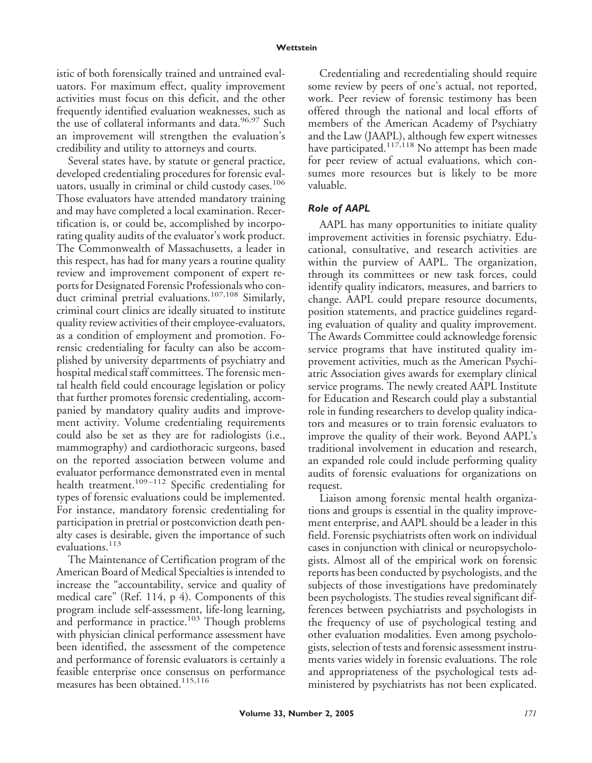istic of both forensically trained and untrained evaluators. For maximum effect, quality improvement activities must focus on this deficit, and the other frequently identified evaluation weaknesses, such as the use of collateral informants and data.[96,97] Such an improvement will strengthen the evaluation's credibility and utility to attorneys and courts.

Several states have, by statute or general practice, developed credentialing procedures for forensic evaluators, usually in criminal or child custody cases.[106] Those evaluators have attended mandatory training and may have completed a local examination. Recertification is, or could be, accomplished by incorporating quality audits of the evaluator's work product. The Commonwealth of Massachusetts, a leader in this respect, has had for many years a routine quality review and improvement component of expert reports for Designated Forensic Professionals who conduct criminal pretrial evaluations.[107,108] Similarly, criminal court clinics are ideally situated to institute quality review activities of their employee-evaluators, as a condition of employment and promotion. Forensic credentialing for faculty can also be accomplished by university departments of psychiatry and hospital medical staff committees. The forensic mental health field could encourage legislation or policy that further promotes forensic credentialing, accompanied by mandatory quality audits and improvement activity. Volume credentialing requirements could also be set as they are for radiologists (i.e., mammography) and cardiothoracic surgeons, based on the reported association between volume and evaluator performance demonstrated even in mental health treatment.[109–112] Specific credentialing for types of forensic evaluations could be implemented. For instance, mandatory forensic credentialing for participation in pretrial or postconviction death penalty cases is desirable, given the importance of such evaluations.[113]

The Maintenance of Certification program of the American Board of Medical Specialties is intended to increase the "accountability, service and quality of medical care" (Ref. 114, p 4). Components of this program include self-assessment, life-long learning, and performance in practice.[103] Though problems with physician clinical performance assessment have been identified, the assessment of the competence and performance of forensic evaluators is certainly a feasible enterprise once consensus on performance measures has been obtained.[115,116]

Credentialing and recredentialing should require some review by peers of one's actual, not reported, work. Peer review of forensic testimony has been offered through the national and local efforts of members of the American Academy of Psychiatry and the Law (JAAPL), although few expert witnesses have participated.[117,118] No attempt has been made for peer review of actual evaluations, which consumes more resources but is likely to be more valuable.

### *Role of AAPL*

AAPL has many opportunities to initiate quality improvement activities in forensic psychiatry. Educational, consultative, and research activities are within the purview of AAPL. The organization, through its committees or new task forces, could identify quality indicators, measures, and barriers to change. AAPL could prepare resource documents, position statements, and practice guidelines regarding evaluation of quality and quality improvement. The Awards Committee could acknowledge forensic service programs that have instituted quality improvement activities, much as the American Psychiatric Association gives awards for exemplary clinical service programs. The newly created AAPL Institute for Education and Research could play a substantial role in funding researchers to develop quality indicators and measures or to train forensic evaluators to improve the quality of their work. Beyond AAPL's traditional involvement in education and research, an expanded role could include performing quality audits of forensic evaluations for organizations on request.

Liaison among forensic mental health organizations and groups is essential in the quality improvement enterprise, and AAPL should be a leader in this field. Forensic psychiatrists often work on individual cases in conjunction with clinical or neuropsychologists. Almost all of the empirical work on forensic reports has been conducted by psychologists, and the subjects of those investigations have predominately been psychologists. The studies reveal significant differences between psychiatrists and psychologists in the frequency of use of psychological testing and other evaluation modalities. Even among psychologists, selection of tests and forensic assessment instruments varies widely in forensic evaluations. The role and appropriateness of the psychological tests administered by psychiatrists has not been explicated.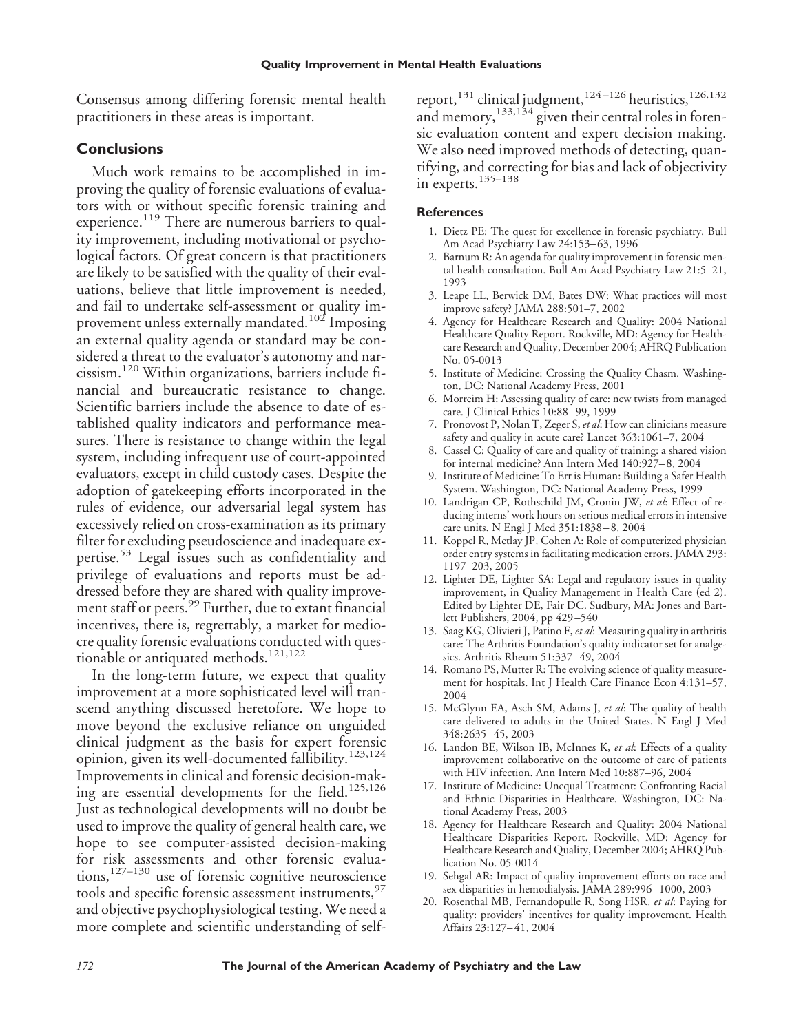Consensus among differing forensic mental health practitioners in these areas is important.

## Conclusions

Much work remains to be accomplished in improving the quality of forensic evaluations of evaluators with or without specific forensic training and experience.[119] There are numerous barriers to quality improvement, including motivational or psychological factors. Of great concern is that practitioners are likely to be satisfied with the quality of their evaluations, believe that little improvement is needed, and fail to undertake self-assessment or quality improvement unless externally mandated.[102] Imposing an external quality agenda or standard may be considered a threat to the evaluator's autonomy and narcissism.[120] Within organizations, barriers include financial and bureaucratic resistance to change. Scientific barriers include the absence to date of established quality indicators and performance measures. There is resistance to change within the legal system, including infrequent use of court-appointed evaluators, except in child custody cases. Despite the adoption of gatekeeping efforts incorporated in the rules of evidence, our adversarial legal system has excessively relied on cross-examination as its primary filter for excluding pseudoscience and inadequate expertise.[53] Legal issues such as confidentiality and privilege of evaluations and reports must be addressed before they are shared with quality improvement staff or peers.[99] Further, due to extant financial incentives, there is, regrettably, a market for mediocre quality forensic evaluations conducted with questionable or antiquated methods.[121,122]

In the long-term future, we expect that quality improvement at a more sophisticated level will transcend anything discussed heretofore. We hope to move beyond the exclusive reliance on unguided clinical judgment as the basis for expert forensic opinion, given its well-documented fallibility.[123,124] Improvements in clinical and forensic decision-making are essential developments for the field.[125,126] Just as technological developments will no doubt be used to improve the quality of general health care, we hope to see computer-assisted decision-making for risk assessments and other forensic evaluations,[127–130] use of forensic cognitive neuroscience tools and specific forensic assessment instruments,[97] and objective psychophysiological testing. We need a more complete and scientific understanding of self-report,[131] clinical judgment,[124–126] heuristics,[126,132] and memory,[133,134] given their central roles in forensic evaluation content and expert decision making. We also need improved methods of detecting, quantifying, and correcting for bias and lack of objectivity in experts.[135–138]

### References

1. Dietz PE: The quest for excellence in forensic psychiatry. Bull Am Acad Psychiatry Law 24:153–63, 1996
2. Barnum R: An agenda for quality improvement in forensic mental health consultation. Bull Am Acad Psychiatry Law 21:5–21, 1993
3. Leape LL, Berwick DM, Bates DW: What practices will most improve safety? JAMA 288:501–7, 2002
4. Agency for Healthcare Research and Quality: 2004 National Healthcare Quality Report. Rockville, MD: Agency for Healthcare Research and Quality, December 2004; AHRQ Publication No. 05-0013
5. Institute of Medicine: Crossing the Quality Chasm. Washington, DC: National Academy Press, 2001
6. Morreim H: Assessing quality of care: new twists from managed care. J Clinical Ethics 10:88–99, 1999
7. Pronovost P, Nolan T, Zeger S, *et al*: How can clinicians measure safety and quality in acute care? Lancet 363:1061–7, 2004
8. Cassel C: Quality of care and quality of training: a shared vision for internal medicine? Ann Intern Med 140:927–8, 2004
9. Institute of Medicine: To Err is Human: Building a Safer Health System. Washington, DC: National Academy Press, 1999
10. Landrigan CP, Rothschild JM, Cronin JW, *et al*: Effect of reducing interns' work hours on serious medical errors in intensive care units. N Engl J Med 351:1838–8, 2004
11. Koppel R, Metlay JP, Cohen A: Role of computerized physician order entry systems in facilitating medication errors. JAMA 293:1197–203, 2005
12. Lighter DE, Lighter SA: Legal and regulatory issues in quality improvement, in Quality Management in Health Care (ed 2). Edited by Lighter DE, Fair DC. Sudbury, MA: Jones and Bartlett Publishers, 2004, pp 429–540
13. Saag KG, Olivieri J, Patino F, *et al*: Measuring quality in arthritis care: The Arthritis Foundation's quality indicator set for analgesics. Arthritis Rheum 51:337–49, 2004
14. Romano PS, Mutter R: The evolving science of quality measurement for hospitals. Int J Health Care Finance Econ 4:131–57, 2004
15. McGlynn EA, Asch SM, Adams J, *et al*: The quality of health care delivered to adults in the United States. N Engl J Med 348:2635–45, 2003
16. Landon BE, Wilson IB, McInnes K, *et al*: Effects of a quality improvement collaborative on the outcome of care of patients with HIV infection. Ann Intern Med 10:887–96, 2004
17. Institute of Medicine: Unequal Treatment: Confronting Racial and Ethnic Disparities in Healthcare. Washington, DC: National Academy Press, 2003
18. Agency for Healthcare Research and Quality: 2004 National Healthcare Disparities Report. Rockville, MD: Agency for Healthcare Research and Quality, December 2004; AHRQ Publication No. 05-0014
19. Sehgal AR: Impact of quality improvement efforts on race and sex disparities in hemodialysis. JAMA 289:996–1000, 2003
20. Rosenthal MB, Fernandopulle R, Song HSR, *et al*: Paying for quality: providers' incentives for quality improvement. Health Affairs 23:127–41, 2004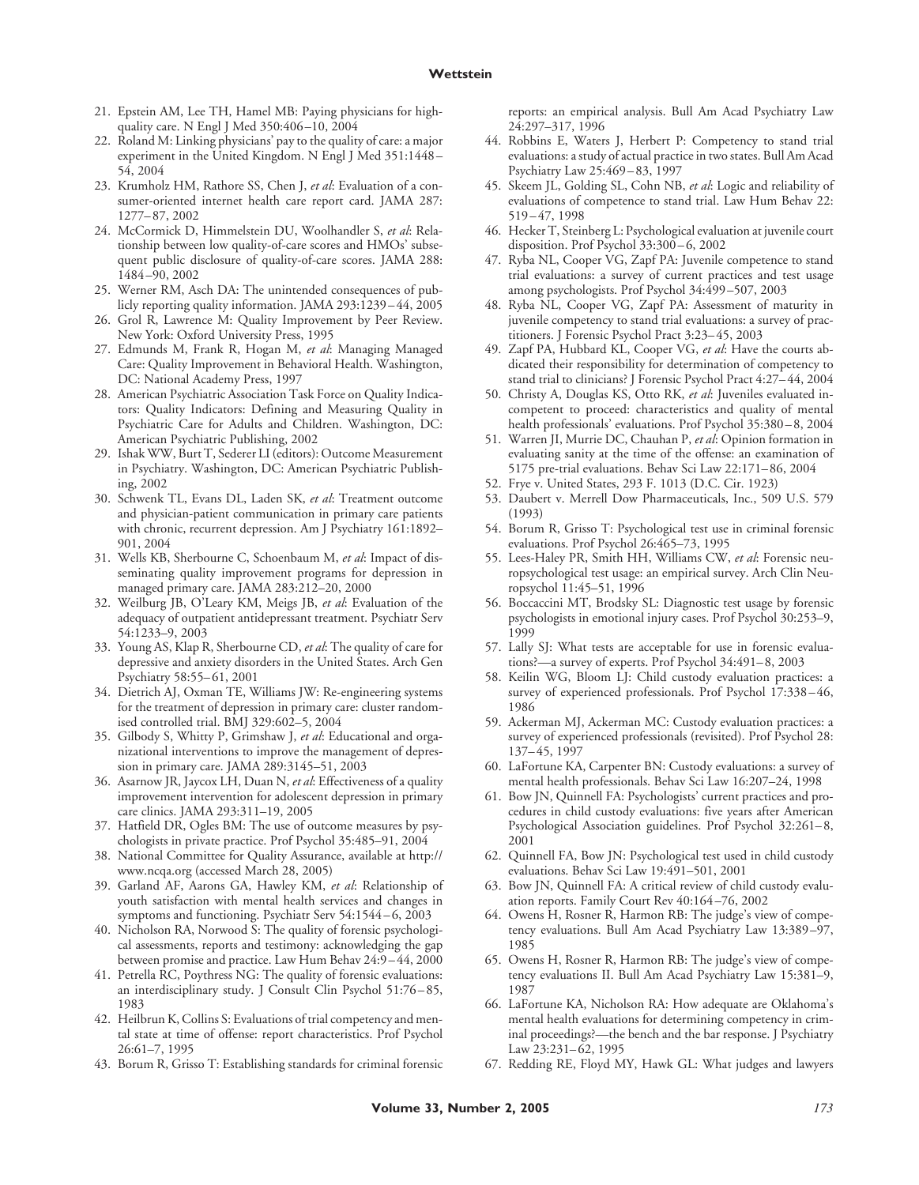21. Epstein AM, Lee TH, Hamel MB: Paying physicians for high-quality care. N Engl J Med 350:406–10, 2004
22. Roland M: Linking physicians' pay to the quality of care: a major experiment in the United Kingdom. N Engl J Med 351:1448–54, 2004
23. Krumholz HM, Rathore SS, Chen J, *et al*: Evaluation of a consumer-oriented internet health care report card. JAMA 287: 1277–87, 2002
24. McCormick D, Himmelstein DU, Woolhandler S, *et al*: Relationship between low quality-of-care scores and HMOs' subsequent public disclosure of quality-of-care scores. JAMA 288: 1484–90, 2002
25. Werner RM, Asch DA: The unintended consequences of publicly reporting quality information. JAMA 293:1239–44, 2005
26. Grol R, Lawrence M: Quality Improvement by Peer Review. New York: Oxford University Press, 1995
27. Edmunds M, Frank R, Hogan M, *et al*: Managing Managed Care: Quality Improvement in Behavioral Health. Washington, DC: National Academy Press, 1997
28. American Psychiatric Association Task Force on Quality Indicators: Quality Indicators: Defining and Measuring Quality in Psychiatric Care for Adults and Children. Washington, DC: American Psychiatric Publishing, 2002
29. Ishak WW, Burt T, Sederer LI (editors): Outcome Measurement in Psychiatry. Washington, DC: American Psychiatric Publishing, 2002
30. Schwenk TL, Evans DL, Laden SK, *et al*: Treatment outcome and physician-patient communication in primary care patients with chronic, recurrent depression. Am J Psychiatry 161:1892–901, 2004
31. Wells KB, Sherbourne C, Schoenbaum M, *et al*: Impact of disseminating quality improvement programs for depression in managed primary care. JAMA 283:212–20, 2000
32. Weilburg JB, O'Leary KM, Meigs JB, *et al*: Evaluation of the adequacy of outpatient antidepressant treatment. Psychiatr Serv 54:1233–9, 2003
33. Young AS, Klap R, Sherbourne CD, *et al*: The quality of care for depressive and anxiety disorders in the United States. Arch Gen Psychiatry 58:55–61, 2001
34. Dietrich AJ, Oxman TE, Williams JW: Re-engineering systems for the treatment of depression in primary care: cluster randomised controlled trial. BMJ 329:602–5, 2004
35. Gilbody S, Whitty P, Grimshaw J, *et al*: Educational and organizational interventions to improve the management of depression in primary care. JAMA 289:3145–51, 2003
36. Asarnow JR, Jaycox LH, Duan N, *et al*: Effectiveness of a quality improvement intervention for adolescent depression in primary care clinics. JAMA 293:311–19, 2005
37. Hatfield DR, Ogles BM: The use of outcome measures by psychologists in private practice. Prof Psychol 35:485–91, 2004
38. National Committee for Quality Assurance, available at http://www.ncqa.org (accessed March 28, 2005)
39. Garland AF, Aarons GA, Hawley KM, *et al*: Relationship of youth satisfaction with mental health services and changes in symptoms and functioning. Psychiatr Serv 54:1544–6, 2003
40. Nicholson RA, Norwood S: The quality of forensic psychological assessments, reports and testimony: acknowledging the gap between promise and practice. Law Hum Behav 24:9–44, 2000
41. Petrella RC, Poythress NG: The quality of forensic evaluations: an interdisciplinary study. J Consult Clin Psychol 51:76–85, 1983
42. Heilbrun K, Collins S: Evaluations of trial competency and mental state at time of offense: report characteristics. Prof Psychol 26:61–7, 1995
43. Borum R, Grisso T: Establishing standards for criminal forensic reports: an empirical analysis. Bull Am Acad Psychiatry Law 24:297–317, 1996
44. Robbins E, Waters J, Herbert P: Competency to stand trial evaluations: a study of actual practice in two states. Bull Am Acad Psychiatry Law 25:469–83, 1997
45. Skeem JL, Golding SL, Cohn NB, *et al*: Logic and reliability of evaluations of competence to stand trial. Law Hum Behav 22: 519–47, 1998
46. Hecker T, Steinberg L: Psychological evaluation at juvenile court disposition. Prof Psychol 33:300–6, 2002
47. Ryba NL, Cooper VG, Zapf PA: Juvenile competence to stand trial evaluations: a survey of current practices and test usage among psychologists. Prof Psychol 34:499–507, 2003
48. Ryba NL, Cooper VG, Zapf PA: Assessment of maturity in juvenile competency to stand trial evaluations: a survey of practitioners. J Forensic Psychol Pract 3:23–45, 2003
49. Zapf PA, Hubbard KL, Cooper VG, *et al*: Have the courts abdicated their responsibility for determination of competency to stand trial to clinicians? J Forensic Psychol Pract 4:27–44, 2004
50. Christy A, Douglas KS, Otto RK, *et al*: Juveniles evaluated incompetent to proceed: characteristics and quality of mental health professionals' evaluations. Prof Psychol 35:380–8, 2004
51. Warren JI, Murrie DC, Chauhan P, *et al*: Opinion formation in evaluating sanity at the time of the offense: an examination of 5175 pre-trial evaluations. Behav Sci Law 22:171–86, 2004
52. Frye v. United States, 293 F. 1013 (D.C. Cir. 1923)
53. Daubert v. Merrell Dow Pharmaceuticals, Inc., 509 U.S. 579 (1993)
54. Borum R, Grisso T: Psychological test use in criminal forensic evaluations. Prof Psychol 26:465–73, 1995
55. Lees-Haley PR, Smith HH, Williams CW, *et al*: Forensic neuropsychological test usage: an empirical survey. Arch Clin Neuropsychol 11:45–51, 1996
56. Boccaccini MT, Brodsky SL: Diagnostic test usage by forensic psychologists in emotional injury cases. Prof Psychol 30:253–9, 1999
57. Lally SJ: What tests are acceptable for use in forensic evaluations?—a survey of experts. Prof Psychol 34:491–8, 2003
58. Keilin WG, Bloom LJ: Child custody evaluation practices: a survey of experienced professionals. Prof Psychol 17:338–46, 1986
59. Ackerman MJ, Ackerman MC: Custody evaluation practices: a survey of experienced professionals (revisited). Prof Psychol 28: 137–45, 1997
60. LaFortune KA, Carpenter BN: Custody evaluations: a survey of mental health professionals. Behav Sci Law 16:207–24, 1998
61. Bow JN, Quinnell FA: Psychologists' current practices and procedures in child custody evaluations: five years after American Psychological Association guidelines. Prof Psychol 32:261–8, 2001
62. Quinnell FA, Bow JN: Psychological test used in child custody evaluations. Behav Sci Law 19:491–501, 2001
63. Bow JN, Quinnell FA: A critical review of child custody evaluation reports. Family Court Rev 40:164–76, 2002
64. Owens H, Rosner R, Harmon RB: The judge's view of competency evaluations. Bull Am Acad Psychiatry Law 13:389–97, 1985
65. Owens H, Rosner R, Harmon RB: The judge's view of competency evaluations II. Bull Am Acad Psychiatry Law 15:381–9, 1987
66. LaFortune KA, Nicholson RA: How adequate are Oklahoma's mental health evaluations for determining competency in criminal proceedings?—the bench and the bar response. J Psychiatry Law 23:231–62, 1995
67. Redding RE, Floyd MY, Hawk GL: What judges and lawyers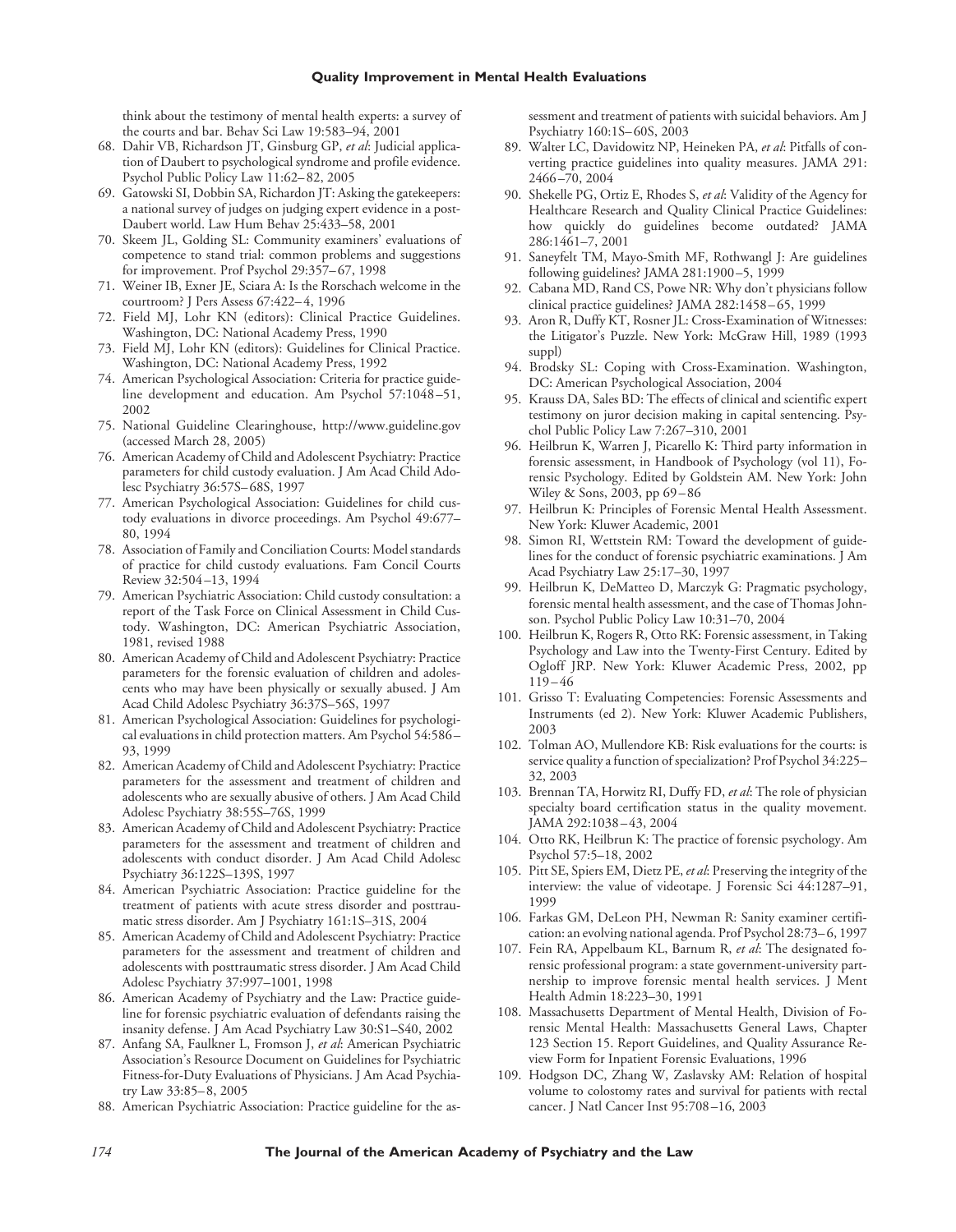think about the testimony of mental health experts: a survey of the courts and bar. Behav Sci Law 19:583–94, 2001

68. Dahir VB, Richardson JT, Ginsburg GP, *et al*: Judicial application of Daubert to psychological syndrome and profile evidence. Psychol Public Policy Law 11:62–82, 2005
69. Gatowski SI, Dobbin SA, Richardson JT: Asking the gatekeepers: a national survey of judges on judging expert evidence in a post-Daubert world. Law Hum Behav 25:433–58, 2001
70. Skeem JL, Golding SL: Community examiners' evaluations of competence to stand trial: common problems and suggestions for improvement. Prof Psychol 29:357–67, 1998
71. Weiner IB, Exner JE, Sciara A: Is the Rorschach welcome in the courtroom? J Pers Assess 67:422–4, 1996
72. Field MJ, Lohr KN (editors): Clinical Practice Guidelines. Washington, DC: National Academy Press, 1990
73. Field MJ, Lohr KN (editors): Guidelines for Clinical Practice. Washington, DC: National Academy Press, 1992
74. American Psychological Association: Criteria for practice guideline development and education. Am Psychol 57:1048–51, 2002
75. National Guideline Clearinghouse, http://www.guideline.gov (accessed March 28, 2005)
76. American Academy of Child and Adolescent Psychiatry: Practice parameters for child custody evaluation. J Am Acad Child Adolesc Psychiatry 36:57S–68S, 1997
77. American Psychological Association: Guidelines for child custody evaluations in divorce proceedings. Am Psychol 49:677–80, 1994
78. Association of Family and Conciliation Courts: Model standards of practice for child custody evaluations. Fam Concil Courts Review 32:504–13, 1994
79. American Psychiatric Association: Child custody consultation: a report of the Task Force on Clinical Assessment in Child Custody. Washington, DC: American Psychiatric Association, 1981, revised 1988
80. American Academy of Child and Adolescent Psychiatry: Practice parameters for the forensic evaluation of children and adolescents who may have been physically or sexually abused. J Am Acad Child Adolesc Psychiatry 36:37S–56S, 1997
81. American Psychological Association: Guidelines for psychological evaluations in child protection matters. Am Psychol 54:586–93, 1999
82. American Academy of Child and Adolescent Psychiatry: Practice parameters for the assessment and treatment of children and adolescents who are sexually abusive of others. J Am Acad Child Adolesc Psychiatry 38:55S–76S, 1999
83. American Academy of Child and Adolescent Psychiatry: Practice parameters for the assessment and treatment of children and adolescents with conduct disorder. J Am Acad Child Adolesc Psychiatry 36:122S–139S, 1997
84. American Psychiatric Association: Practice guideline for the treatment of patients with acute stress disorder and posttraumatic stress disorder. Am J Psychiatry 161:1S–31S, 2004
85. American Academy of Child and Adolescent Psychiatry: Practice parameters for the assessment and treatment of children and adolescents with posttraumatic stress disorder. J Am Acad Child Adolesc Psychiatry 37:997–1001, 1998
86. American Academy of Psychiatry and the Law: Practice guideline for forensic psychiatric evaluation of defendants raising the insanity defense. J Am Acad Psychiatry Law 30:S1–S40, 2002
87. Anfang SA, Faulkner L, Fromson J, *et al*: American Psychiatric Association's Resource Document on Guidelines for Psychiatric Fitness-for-Duty Evaluations of Physicians. J Am Acad Psychiatry Law 33:85–8, 2005
88. American Psychiatric Association: Practice guideline for the assessment and treatment of patients with suicidal behaviors. Am J Psychiatry 160:1S–60S, 2003
89. Walter LC, Davidowitz NP, Heineken PA, *et al*: Pitfalls of converting practice guidelines into quality measures. JAMA 291:2466–70, 2004
90. Shekelle PG, Ortiz E, Rhodes S, *et al*: Validity of the Agency for Healthcare Research and Quality Clinical Practice Guidelines: how quickly do guidelines become outdated? JAMA 286:1461–7, 2001
91. Saneyfelt TM, Mayo-Smith MF, Rothwangl J: Are guidelines following guidelines? JAMA 281:1900–5, 1999
92. Cabana MD, Rand CS, Powe NR: Why don't physicians follow clinical practice guidelines? JAMA 282:1458–65, 1999
93. Aron R, Duffy KT, Rosner JL: Cross-Examination of Witnesses: the Litigator's Puzzle. New York: McGraw Hill, 1989 (1993 suppl)
94. Brodsky SL: Coping with Cross-Examination. Washington, DC: American Psychological Association, 2004
95. Krauss DA, Sales BD: The effects of clinical and scientific expert testimony on juror decision making in capital sentencing. Psychol Public Policy Law 7:267–310, 2001
96. Heilbrun K, Warren J, Picarello K: Third party information in forensic assessment, in Handbook of Psychology (vol 11), Forensic Psychology. Edited by Goldstein AM. New York: John Wiley & Sons, 2003, pp 69–86
97. Heilbrun K: Principles of Forensic Mental Health Assessment. New York: Kluwer Academic, 2001
98. Simon RI, Wettstein RM: Toward the development of guidelines for the conduct of forensic psychiatric examinations. J Am Acad Psychiatry Law 25:17–30, 1997
99. Heilbrun K, DeMatteo D, Marczyk G: Pragmatic psychology, forensic mental health assessment, and the case of Thomas Johnson. Psychol Public Policy Law 10:31–70, 2004
100. Heilbrun K, Rogers R, Otto RK: Forensic assessment, in Taking Psychology and Law into the Twenty-First Century. Edited by Ogloff JRP. New York: Kluwer Academic Press, 2002, pp 119–46
101. Grisso T: Evaluating Competencies: Forensic Assessments and Instruments (ed 2). New York: Kluwer Academic Publishers, 2003
102. Tolman AO, Mullendore KB: Risk evaluations for the courts: is service quality a function of specialization? Prof Psychol 34:225–32, 2003
103. Brennan TA, Horwitz RI, Duffy FD, *et al*: The role of physician specialty board certification status in the quality movement. JAMA 292:1038–43, 2004
104. Otto RK, Heilbrun K: The practice of forensic psychology. Am Psychol 57:5–18, 2002
105. Pitt SE, Spiers EM, Dietz PE, *et al*: Preserving the integrity of the interview: the value of videotape. J Forensic Sci 44:1287–91, 1999
106. Farkas GM, DeLeon PH, Newman R: Sanity examiner certification: an evolving national agenda. Prof Psychol 28:73–6, 1997
107. Fein RA, Appelbaum KL, Barnum R, *et al*: The designated forensic professional program: a state government-university partnership to improve forensic mental health services. J Ment Health Admin 18:223–30, 1991
108. Massachusetts Department of Mental Health, Division of Forensic Mental Health: Massachusetts General Laws, Chapter 123 Section 15. Report Guidelines, and Quality Assurance Review Form for Inpatient Forensic Evaluations, 1996
109. Hodgson DC, Zhang W, Zaslavsky AM: Relation of hospital volume to colostomy rates and survival for patients with rectal cancer. J Natl Cancer Inst 95:708–16, 2003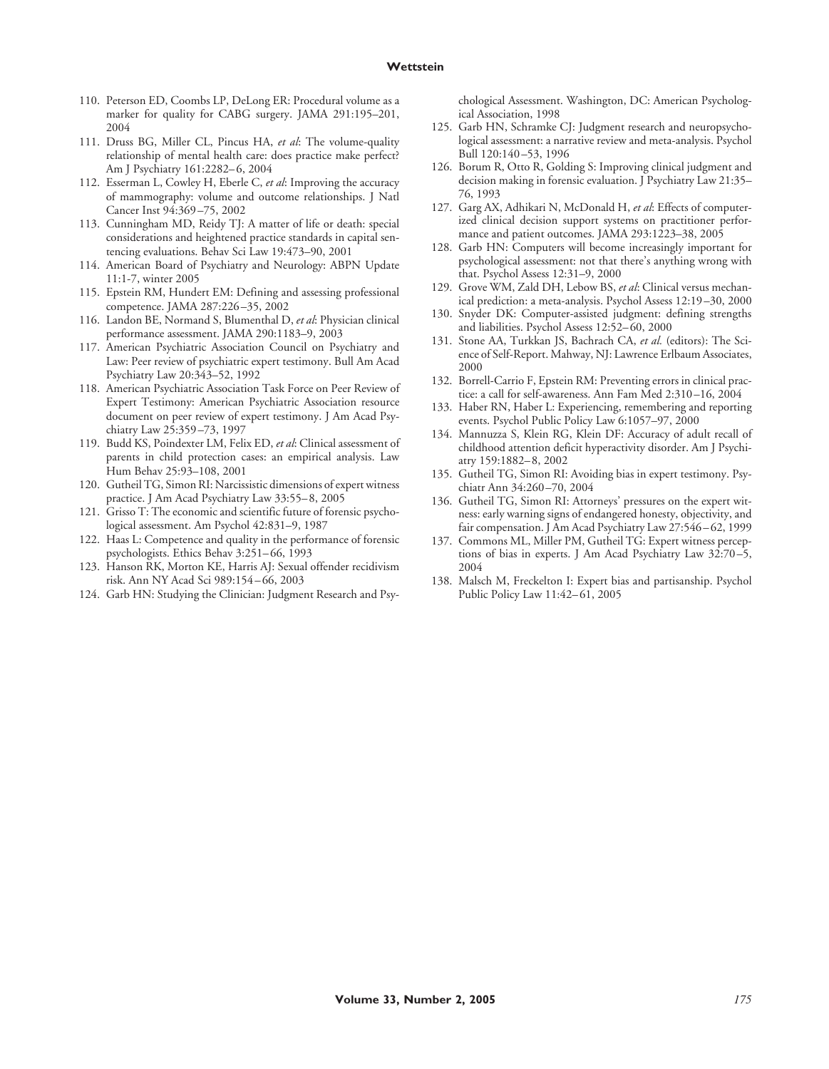110. Peterson ED, Coombs LP, DeLong ER: Procedural volume as a marker for quality for CABG surgery. JAMA 291:195–201, 2004
111. Druss BG, Miller CL, Pincus HA, *et al*: The volume-quality relationship of mental health care: does practice make perfect? Am J Psychiatry 161:2282–6, 2004
112. Esserman L, Cowley H, Eberle C, *et al*: Improving the accuracy of mammography: volume and outcome relationships. J Natl Cancer Inst 94:369–75, 2002
113. Cunningham MD, Reidy TJ: A matter of life or death: special considerations and heightened practice standards in capital sentencing evaluations. Behav Sci Law 19:473–90, 2001
114. American Board of Psychiatry and Neurology: ABPN Update 11:1-7, winter 2005
115. Epstein RM, Hundert EM: Defining and assessing professional competence. JAMA 287:226–35, 2002
116. Landon BE, Normand S, Blumenthal D, *et al*: Physician clinical performance assessment. JAMA 290:1183–9, 2003
117. American Psychiatric Association Council on Psychiatry and Law: Peer review of psychiatric expert testimony. Bull Am Acad Psychiatry Law 20:343–52, 1992
118. American Psychiatric Association Task Force on Peer Review of Expert Testimony: American Psychiatric Association resource document on peer review of expert testimony. J Am Acad Psychiatry Law 25:359–73, 1997
119. Budd KS, Poindexter LM, Felix ED, *et al*: Clinical assessment of parents in child protection cases: an empirical analysis. Law Hum Behav 25:93–108, 2001
120. Gutheil TG, Simon RI: Narcissistic dimensions of expert witness practice. J Am Acad Psychiatry Law 33:55–8, 2005
121. Grisso T: The economic and scientific future of forensic psychological assessment. Am Psychol 42:831–9, 1987
122. Haas L: Competence and quality in the performance of forensic psychologists. Ethics Behav 3:251–66, 1993
123. Hanson RK, Morton KE, Harris AJ: Sexual offender recidivism risk. Ann NY Acad Sci 989:154–66, 2003
124. Garb HN: Studying the Clinician: Judgment Research and Psychological Assessment. Washington, DC: American Psychological Association, 1998
125. Garb HN, Schramke CJ: Judgment research and neuropsychological assessment: a narrative review and meta-analysis. Psychol Bull 120:140–53, 1996
126. Borum R, Otto R, Golding S: Improving clinical judgment and decision making in forensic evaluation. J Psychiatry Law 21:35–76, 1993
127. Garg AX, Adhikari N, McDonald H, *et al*: Effects of computerized clinical decision support systems on practitioner performance and patient outcomes. JAMA 293:1223–38, 2005
128. Garb HN: Computers will become increasingly important for psychological assessment: not that there's anything wrong with that. Psychol Assess 12:31–9, 2000
129. Grove WM, Zald DH, Lebow BS, *et al*: Clinical versus mechanical prediction: a meta-analysis. Psychol Assess 12:19–30, 2000
130. Snyder DK: Computer-assisted judgment: defining strengths and liabilities. Psychol Assess 12:52–60, 2000
131. Stone AA, Turkkan JS, Bachrach CA, *et al*. (editors): The Science of Self-Report. Mahway, NJ: Lawrence Erlbaum Associates, 2000
132. Borrell-Carrio F, Epstein RM: Preventing errors in clinical practice: a call for self-awareness. Ann Fam Med 2:310–16, 2004
133. Haber RN, Haber L: Experiencing, remembering and reporting events. Psychol Public Policy Law 6:1057–97, 2000
134. Mannuzza S, Klein RG, Klein DF: Accuracy of adult recall of childhood attention deficit hyperactivity disorder. Am J Psychiatry 159:1882–8, 2002
135. Gutheil TG, Simon RI: Avoiding bias in expert testimony. Psychiatr Ann 34:260–70, 2004
136. Gutheil TG, Simon RI: Attorneys' pressures on the expert witness: early warning signs of endangered honesty, objectivity, and fair compensation. J Am Acad Psychiatry Law 27:546–62, 1999
137. Commons ML, Miller PM, Gutheil TG: Expert witness perceptions of bias in experts. J Am Acad Psychiatry Law 32:70–5, 2004
138. Malsch M, Freckelton I: Expert bias and partisanship. Psychol Public Policy Law 11:42–61, 2005